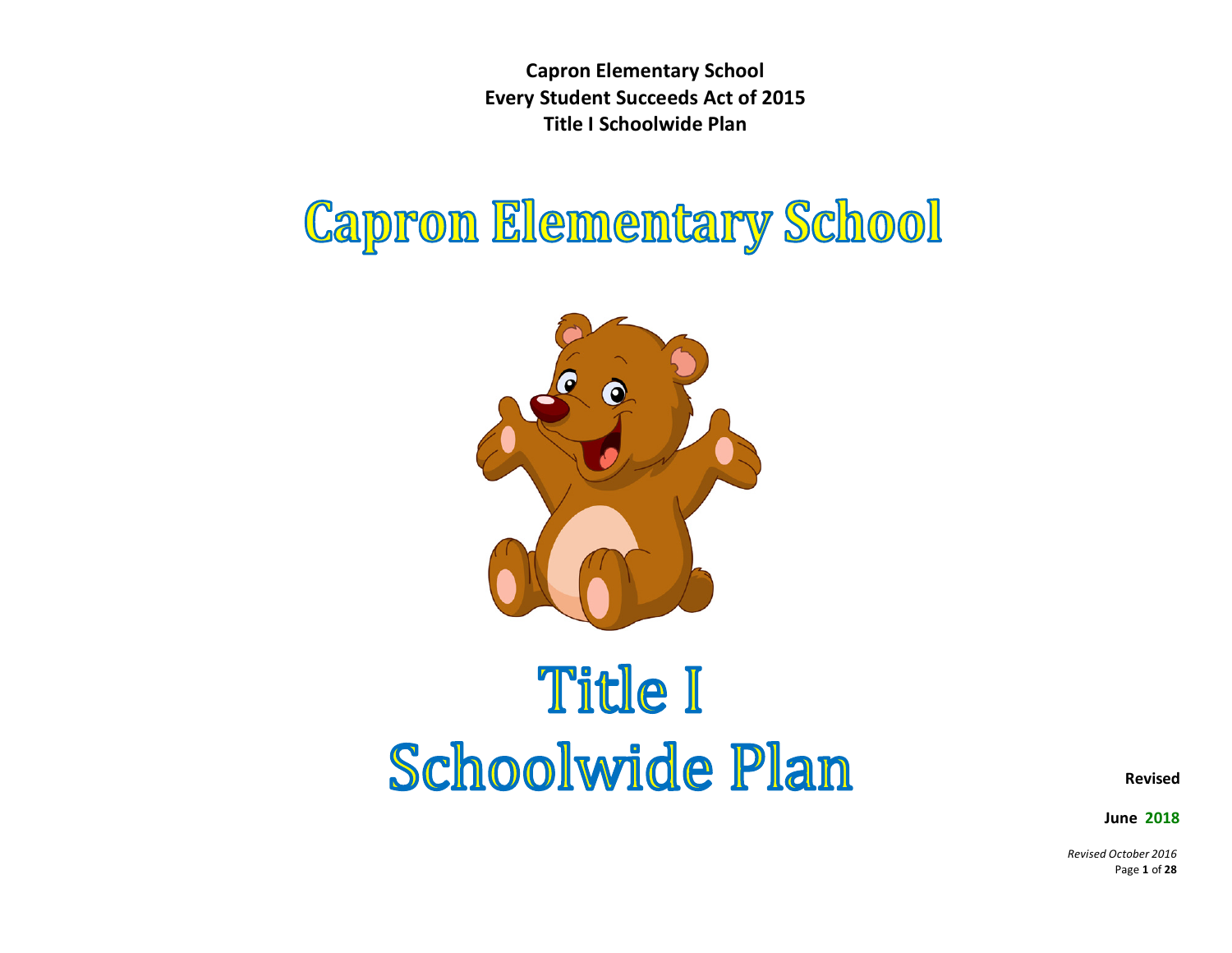**Capron Elementary School**
**Every Student Succeeds Act of 2015**
**Title I Schoolwide Plan**

# Capron Elementary School

# Title I
# Schoolwide Plan

**Revised**

**June 2018**

*Revised October 2016*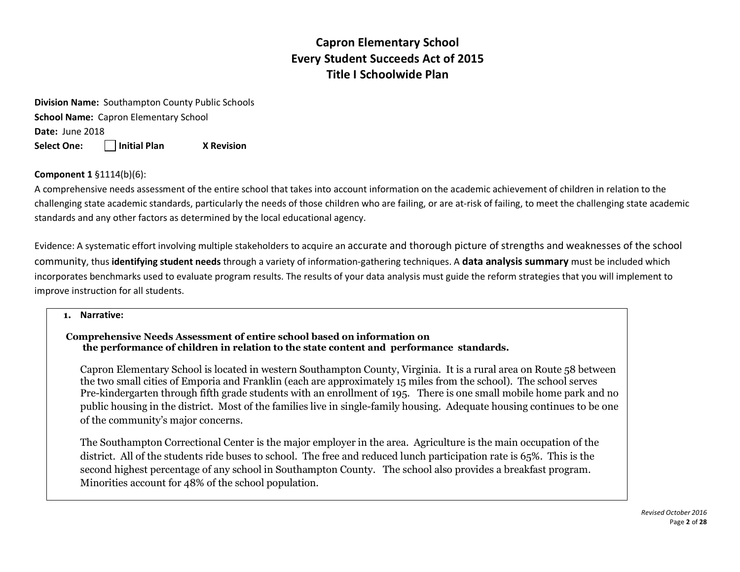# Capron Elementary School
# Every Student Succeeds Act of 2015
# Title I Schoolwide Plan

**Division Name:** Southampton County Public Schools
**School Name:** Capron Elementary School
**Date:** June 2018
**Select One:** ☐ **Initial Plan** **X Revision**

**Component 1** §1114(b)(6):
A comprehensive needs assessment of the entire school that takes into account information on the academic achievement of children in relation to the challenging state academic standards, particularly the needs of those children who are failing, or are at-risk of failing, to meet the challenging state academic standards and any other factors as determined by the local educational agency.

Evidence: A systematic effort involving multiple stakeholders to acquire an accurate and thorough picture of strengths and weaknesses of the school community, thus **identifying student needs** through a variety of information-gathering techniques. A **data analysis summary** must be included which incorporates benchmarks used to evaluate program results. The results of your data analysis must guide the reform strategies that you will implement to improve instruction for all students.

1. **Narrative:**

**Comprehensive Needs Assessment of entire school based on information on the performance of children in relation to the state content and performance standards.**

Capron Elementary School is located in western Southampton County, Virginia. It is a rural area on Route 58 between the two small cities of Emporia and Franklin (each are approximately 15 miles from the school). The school serves Pre-kindergarten through fifth grade students with an enrollment of 195. There is one small mobile home park and no public housing in the district. Most of the families live in single-family housing. Adequate housing continues to be one of the community's major concerns.

The Southampton Correctional Center is the major employer in the area. Agriculture is the main occupation of the district. All of the students ride buses to school. The free and reduced lunch participation rate is 65%. This is the second highest percentage of any school in Southampton County. The school also provides a breakfast program. Minorities account for 48% of the school population.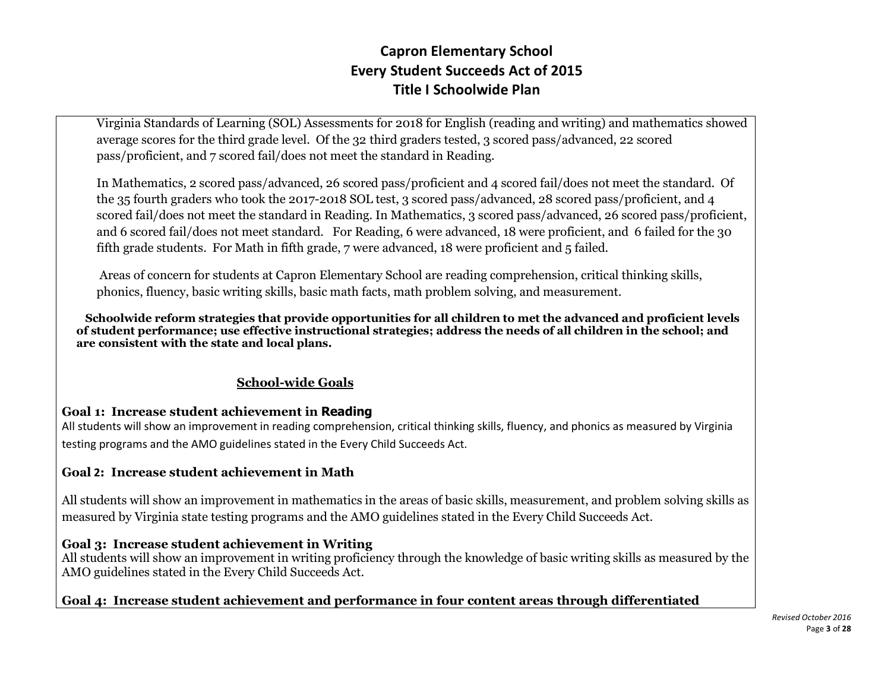Virginia Standards of Learning (SOL) Assessments for 2018 for English (reading and writing) and mathematics showed average scores for the third grade level. Of the 32 third graders tested, 3 scored pass/advanced, 22 scored pass/proficient, and 7 scored fail/does not meet the standard in Reading.

In Mathematics, 2 scored pass/advanced, 26 scored pass/proficient and 4 scored fail/does not meet the standard. Of the 35 fourth graders who took the 2017-2018 SOL test, 3 scored pass/advanced, 28 scored pass/proficient, and 4 scored fail/does not meet the standard in Reading. In Mathematics, 3 scored pass/advanced, 26 scored pass/proficient, and 6 scored fail/does not meet standard. For Reading, 6 were advanced, 18 were proficient, and 6 failed for the 30 fifth grade students. For Math in fifth grade, 7 were advanced, 18 were proficient and 5 failed.

Areas of concern for students at Capron Elementary School are reading comprehension, critical thinking skills, phonics, fluency, basic writing skills, basic math facts, math problem solving, and measurement.

**Schoolwide reform strategies that provide opportunities for all children to met the advanced and proficient levels of student performance; use effective instructional strategies; address the needs of all children in the school; and are consistent with the state and local plans.**

## School-wide Goals

**Goal 1: Increase student achievement in Reading**
All students will show an improvement in reading comprehension, critical thinking skills, fluency, and phonics as measured by Virginia testing programs and the AMO guidelines stated in the Every Child Succeeds Act.

**Goal 2: Increase student achievement in Math**

All students will show an improvement in mathematics in the areas of basic skills, measurement, and problem solving skills as measured by Virginia state testing programs and the AMO guidelines stated in the Every Child Succeeds Act.

**Goal 3: Increase student achievement in Writing**
All students will show an improvement in writing proficiency through the knowledge of basic writing skills as measured by the AMO guidelines stated in the Every Child Succeeds Act.

**Goal 4: Increase student achievement and performance in four content areas through differentiated**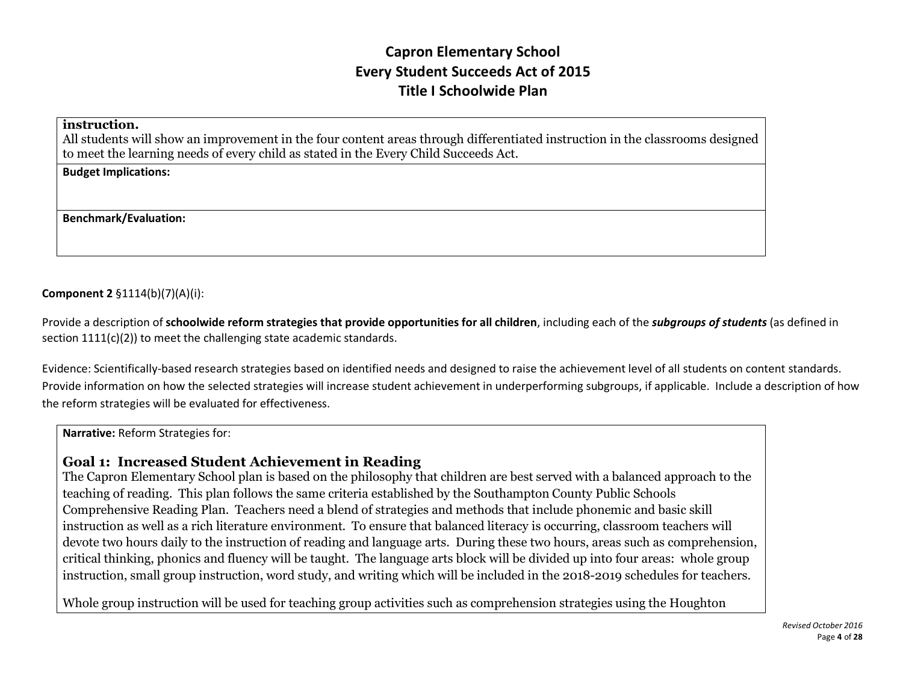**instruction.**
All students will show an improvement in the four content areas through differentiated instruction in the classrooms designed to meet the learning needs of every child as stated in the Every Child Succeeds Act.

**Budget Implications:**

**Benchmark/Evaluation:**

**Component 2** §1114(b)(7)(A)(i):

Provide a description of **schoolwide reform strategies that provide opportunities for all children**, including each of the ***subgroups of students*** (as defined in section 1111(c)(2)) to meet the challenging state academic standards.

Evidence: Scientifically-based research strategies based on identified needs and designed to raise the achievement level of all students on content standards. Provide information on how the selected strategies will increase student achievement in underperforming subgroups, if applicable. Include a description of how the reform strategies will be evaluated for effectiveness.

**Narrative:** Reform Strategies for:

## Goal 1: Increased Student Achievement in Reading

The Capron Elementary School plan is based on the philosophy that children are best served with a balanced approach to the teaching of reading. This plan follows the same criteria established by the Southampton County Public Schools Comprehensive Reading Plan. Teachers need a blend of strategies and methods that include phonemic and basic skill instruction as well as a rich literature environment. To ensure that balanced literacy is occurring, classroom teachers will devote two hours daily to the instruction of reading and language arts. During these two hours, areas such as comprehension, critical thinking, phonics and fluency will be taught. The language arts block will be divided up into four areas: whole group instruction, small group instruction, word study, and writing which will be included in the 2018-2019 schedules for teachers.

Whole group instruction will be used for teaching group activities such as comprehension strategies using the Houghton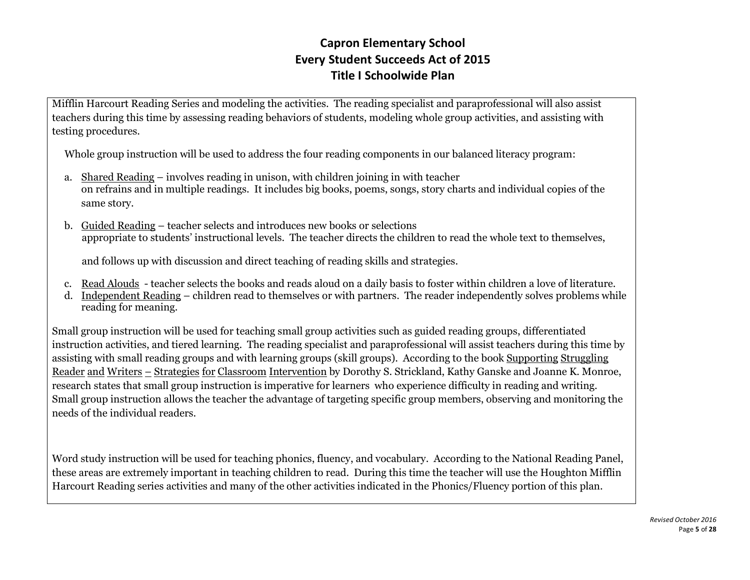Mifflin Harcourt Reading Series and modeling the activities. The reading specialist and paraprofessional will also assist teachers during this time by assessing reading behaviors of students, modeling whole group activities, and assisting with testing procedures.

Whole group instruction will be used to address the four reading components in our balanced literacy program:

a. Shared Reading – involves reading in unison, with children joining in with teacher on refrains and in multiple readings. It includes big books, poems, songs, story charts and individual copies of the same story.

b. Guided Reading – teacher selects and introduces new books or selections appropriate to students' instructional levels. The teacher directs the children to read the whole text to themselves, and follows up with discussion and direct teaching of reading skills and strategies.

c. Read Alouds - teacher selects the books and reads aloud on a daily basis to foster within children a love of literature.

d. Independent Reading – children read to themselves or with partners. The reader independently solves problems while reading for meaning.

Small group instruction will be used for teaching small group activities such as guided reading groups, differentiated instruction activities, and tiered learning. The reading specialist and paraprofessional will assist teachers during this time by assisting with small reading groups and with learning groups (skill groups). According to the book Supporting Struggling Reader and Writers – Strategies for Classroom Intervention by Dorothy S. Strickland, Kathy Ganske and Joanne K. Monroe, research states that small group instruction is imperative for learners who experience difficulty in reading and writing. Small group instruction allows the teacher the advantage of targeting specific group members, observing and monitoring the needs of the individual readers.

Word study instruction will be used for teaching phonics, fluency, and vocabulary. According to the National Reading Panel, these areas are extremely important in teaching children to read. During this time the teacher will use the Houghton Mifflin Harcourt Reading series activities and many of the other activities indicated in the Phonics/Fluency portion of this plan.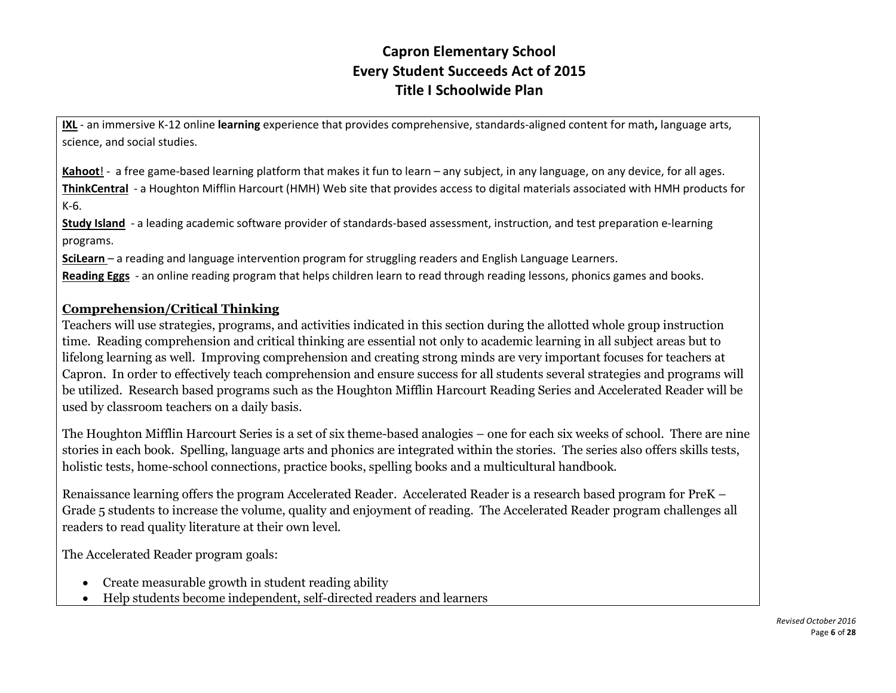**IXL** - an immersive K-12 online **learning** experience that provides comprehensive, standards-aligned content for math**,** language arts, science, and social studies.

**Kahoot**! - a free game-based learning platform that makes it fun to learn – any subject, in any language, on any device, for all ages.
**ThinkCentral** - a Houghton Mifflin Harcourt (HMH) Web site that provides access to digital materials associated with HMH products for K-6.
**Study Island** - a leading academic software provider of standards-based assessment, instruction, and test preparation e-learning programs.
**SciLearn** – a reading and language intervention program for struggling readers and English Language Learners.
**Reading Eggs** - an online reading program that helps children learn to read through reading lessons, phonics games and books.

## Comprehension/Critical Thinking

Teachers will use strategies, programs, and activities indicated in this section during the allotted whole group instruction time. Reading comprehension and critical thinking are essential not only to academic learning in all subject areas but to lifelong learning as well. Improving comprehension and creating strong minds are very important focuses for teachers at Capron. In order to effectively teach comprehension and ensure success for all students several strategies and programs will be utilized. Research based programs such as the Houghton Mifflin Harcourt Reading Series and Accelerated Reader will be used by classroom teachers on a daily basis.

The Houghton Mifflin Harcourt Series is a set of six theme-based analogies – one for each six weeks of school. There are nine stories in each book. Spelling, language arts and phonics are integrated within the stories. The series also offers skills tests, holistic tests, home-school connections, practice books, spelling books and a multicultural handbook.

Renaissance learning offers the program Accelerated Reader. Accelerated Reader is a research based program for PreK – Grade 5 students to increase the volume, quality and enjoyment of reading. The Accelerated Reader program challenges all readers to read quality literature at their own level.

The Accelerated Reader program goals:

- Create measurable growth in student reading ability
- Help students become independent, self-directed readers and learners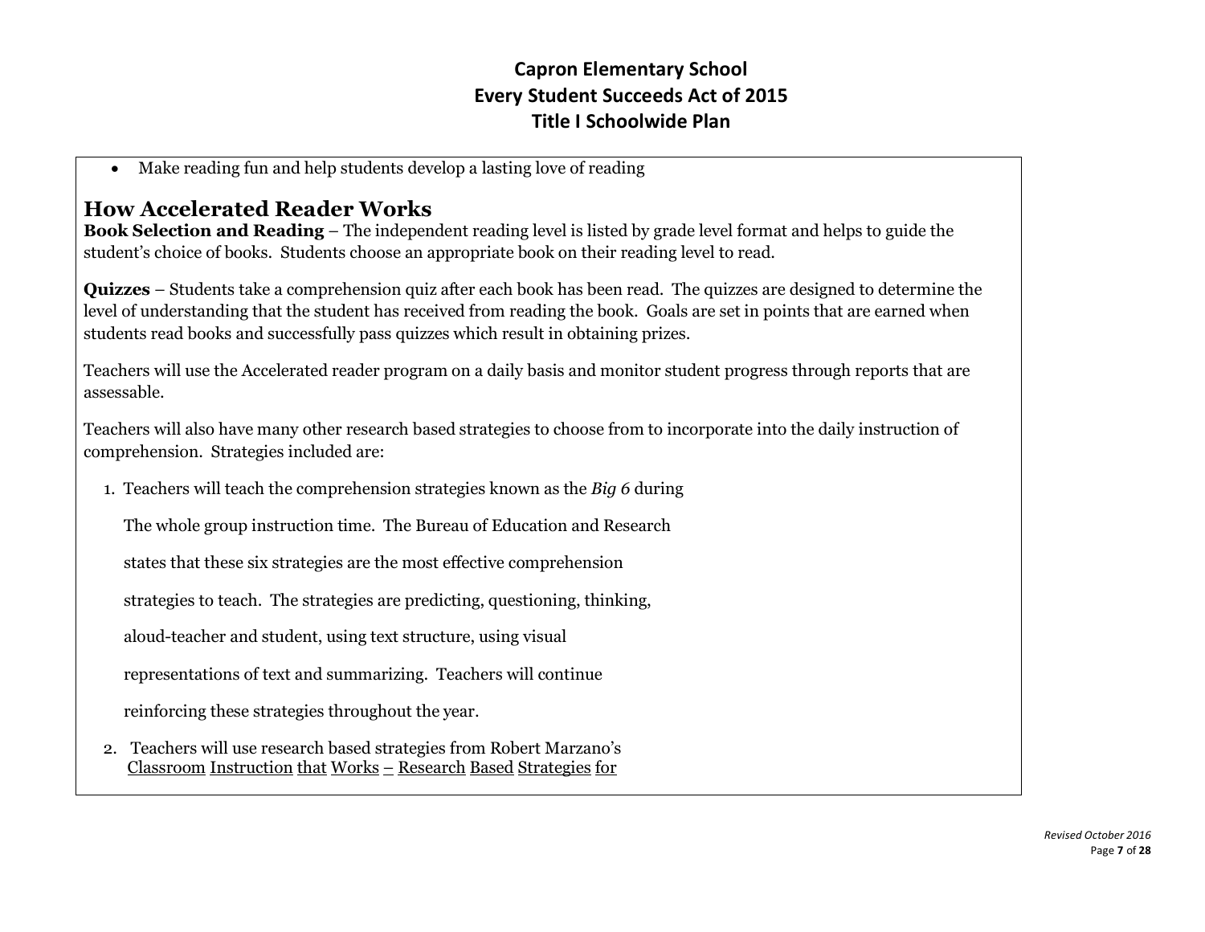- Make reading fun and help students develop a lasting love of reading

## How Accelerated Reader Works

**Book Selection and Reading** – The independent reading level is listed by grade level format and helps to guide the student's choice of books. Students choose an appropriate book on their reading level to read.

**Quizzes** – Students take a comprehension quiz after each book has been read. The quizzes are designed to determine the level of understanding that the student has received from reading the book. Goals are set in points that are earned when students read books and successfully pass quizzes which result in obtaining prizes.

Teachers will use the Accelerated reader program on a daily basis and monitor student progress through reports that are assessable.

Teachers will also have many other research based strategies to choose from to incorporate into the daily instruction of comprehension. Strategies included are:

1. Teachers will teach the comprehension strategies known as the *Big 6* during The whole group instruction time. The Bureau of Education and Research states that these six strategies are the most effective comprehension strategies to teach. The strategies are predicting, questioning, thinking, aloud-teacher and student, using text structure, using visual representations of text and summarizing. Teachers will continue reinforcing these strategies throughout the year.
2. Teachers will use research based strategies from Robert Marzano's <u>Classroom Instruction that Works – Research Based Strategies for</u>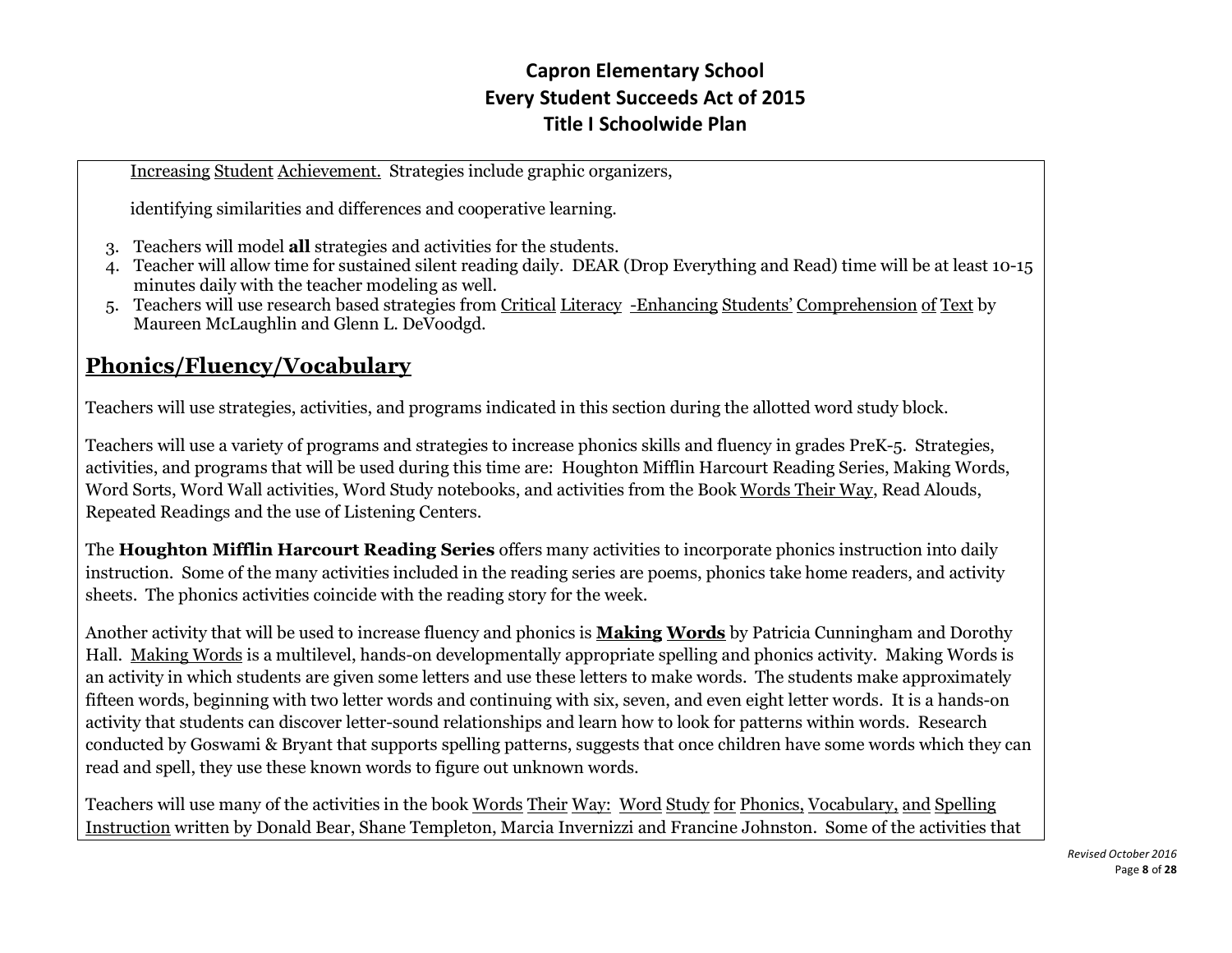Increasing Student Achievement. Strategies include graphic organizers,

identifying similarities and differences and cooperative learning.

3. Teachers will model **all** strategies and activities for the students.
4. Teacher will allow time for sustained silent reading daily. DEAR (Drop Everything and Read) time will be at least 10-15 minutes daily with the teacher modeling as well.
5. Teachers will use research based strategies from Critical Literacy -Enhancing Students' Comprehension of Text by Maureen McLaughlin and Glenn L. DeVoodgd.

## Phonics/Fluency/Vocabulary

Teachers will use strategies, activities, and programs indicated in this section during the allotted word study block.

Teachers will use a variety of programs and strategies to increase phonics skills and fluency in grades PreK-5. Strategies, activities, and programs that will be used during this time are: Houghton Mifflin Harcourt Reading Series, Making Words, Word Sorts, Word Wall activities, Word Study notebooks, and activities from the Book Words Their Way, Read Alouds, Repeated Readings and the use of Listening Centers.

The **Houghton Mifflin Harcourt Reading Series** offers many activities to incorporate phonics instruction into daily instruction. Some of the many activities included in the reading series are poems, phonics take home readers, and activity sheets. The phonics activities coincide with the reading story for the week.

Another activity that will be used to increase fluency and phonics is **Making Words** by Patricia Cunningham and Dorothy Hall. Making Words is a multilevel, hands-on developmentally appropriate spelling and phonics activity. Making Words is an activity in which students are given some letters and use these letters to make words. The students make approximately fifteen words, beginning with two letter words and continuing with six, seven, and even eight letter words. It is a hands-on activity that students can discover letter-sound relationships and learn how to look for patterns within words. Research conducted by Goswami & Bryant that supports spelling patterns, suggests that once children have some words which they can read and spell, they use these known words to figure out unknown words.

Teachers will use many of the activities in the book Words Their Way: Word Study for Phonics, Vocabulary, and Spelling Instruction written by Donald Bear, Shane Templeton, Marcia Invernizzi and Francine Johnston. Some of the activities that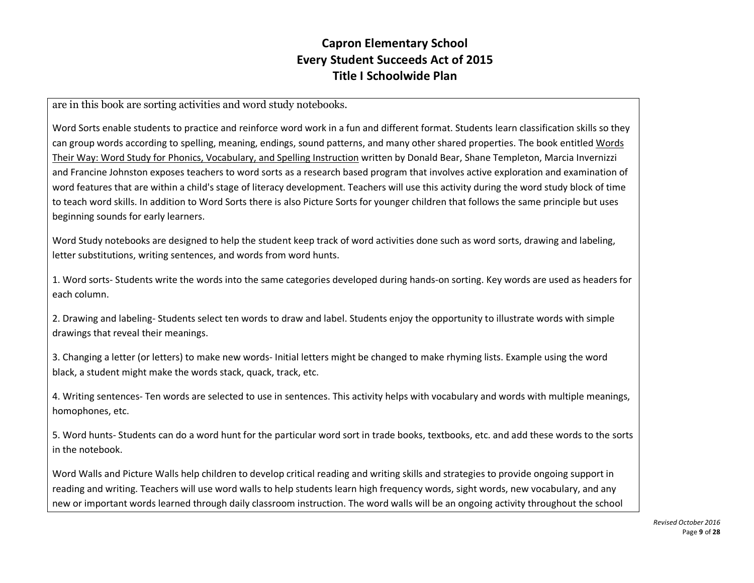are in this book are sorting activities and word study notebooks.

Word Sorts enable students to practice and reinforce word work in a fun and different format. Students learn classification skills so they can group words according to spelling, meaning, endings, sound patterns, and many other shared properties. The book entitled Words Their Way: Word Study for Phonics, Vocabulary, and Spelling Instruction written by Donald Bear, Shane Templeton, Marcia Invernizzi and Francine Johnston exposes teachers to word sorts as a research based program that involves active exploration and examination of word features that are within a child's stage of literacy development. Teachers will use this activity during the word study block of time to teach word skills. In addition to Word Sorts there is also Picture Sorts for younger children that follows the same principle but uses beginning sounds for early learners.

Word Study notebooks are designed to help the student keep track of word activities done such as word sorts, drawing and labeling, letter substitutions, writing sentences, and words from word hunts.

1. Word sorts- Students write the words into the same categories developed during hands-on sorting. Key words are used as headers for each column.

2. Drawing and labeling- Students select ten words to draw and label. Students enjoy the opportunity to illustrate words with simple drawings that reveal their meanings.

3. Changing a letter (or letters) to make new words- Initial letters might be changed to make rhyming lists. Example using the word black, a student might make the words stack, quack, track, etc.

4. Writing sentences- Ten words are selected to use in sentences. This activity helps with vocabulary and words with multiple meanings, homophones, etc.

5. Word hunts- Students can do a word hunt for the particular word sort in trade books, textbooks, etc. and add these words to the sorts in the notebook.

Word Walls and Picture Walls help children to develop critical reading and writing skills and strategies to provide ongoing support in reading and writing. Teachers will use word walls to help students learn high frequency words, sight words, new vocabulary, and any new or important words learned through daily classroom instruction. The word walls will be an ongoing activity throughout the school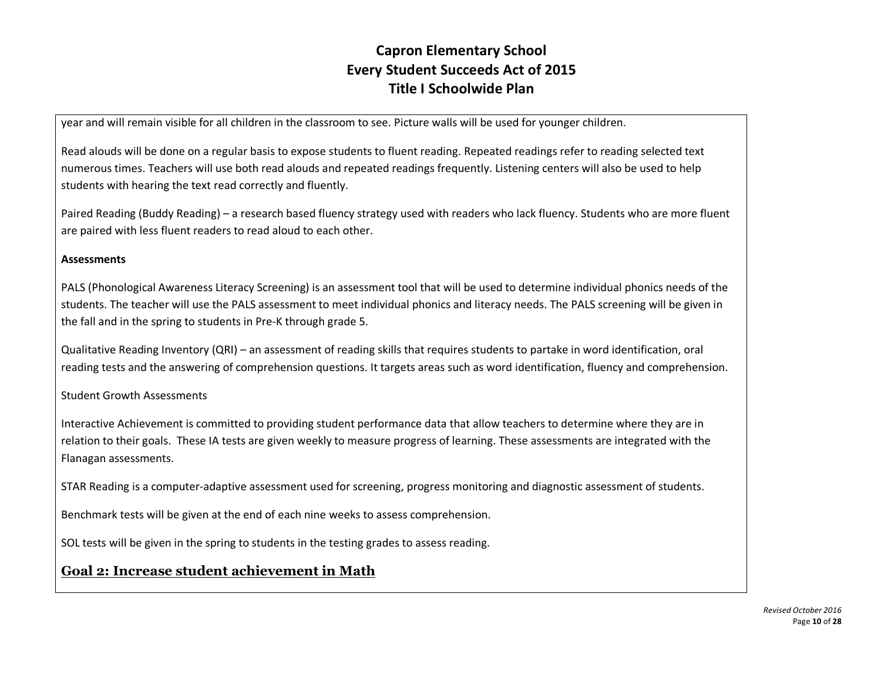year and will remain visible for all children in the classroom to see. Picture walls will be used for younger children.

Read alouds will be done on a regular basis to expose students to fluent reading. Repeated readings refer to reading selected text numerous times. Teachers will use both read alouds and repeated readings frequently. Listening centers will also be used to help students with hearing the text read correctly and fluently.

Paired Reading (Buddy Reading) – a research based fluency strategy used with readers who lack fluency. Students who are more fluent are paired with less fluent readers to read aloud to each other.

**Assessments**

PALS (Phonological Awareness Literacy Screening) is an assessment tool that will be used to determine individual phonics needs of the students. The teacher will use the PALS assessment to meet individual phonics and literacy needs. The PALS screening will be given in the fall and in the spring to students in Pre-K through grade 5.

Qualitative Reading Inventory (QRI) – an assessment of reading skills that requires students to partake in word identification, oral reading tests and the answering of comprehension questions. It targets areas such as word identification, fluency and comprehension.

Student Growth Assessments

Interactive Achievement is committed to providing student performance data that allow teachers to determine where they are in relation to their goals. These IA tests are given weekly to measure progress of learning. These assessments are integrated with the Flanagan assessments.

STAR Reading is a computer-adaptive assessment used for screening, progress monitoring and diagnostic assessment of students.

Benchmark tests will be given at the end of each nine weeks to assess comprehension.

SOL tests will be given in the spring to students in the testing grades to assess reading.

## Goal 2: Increase student achievement in Math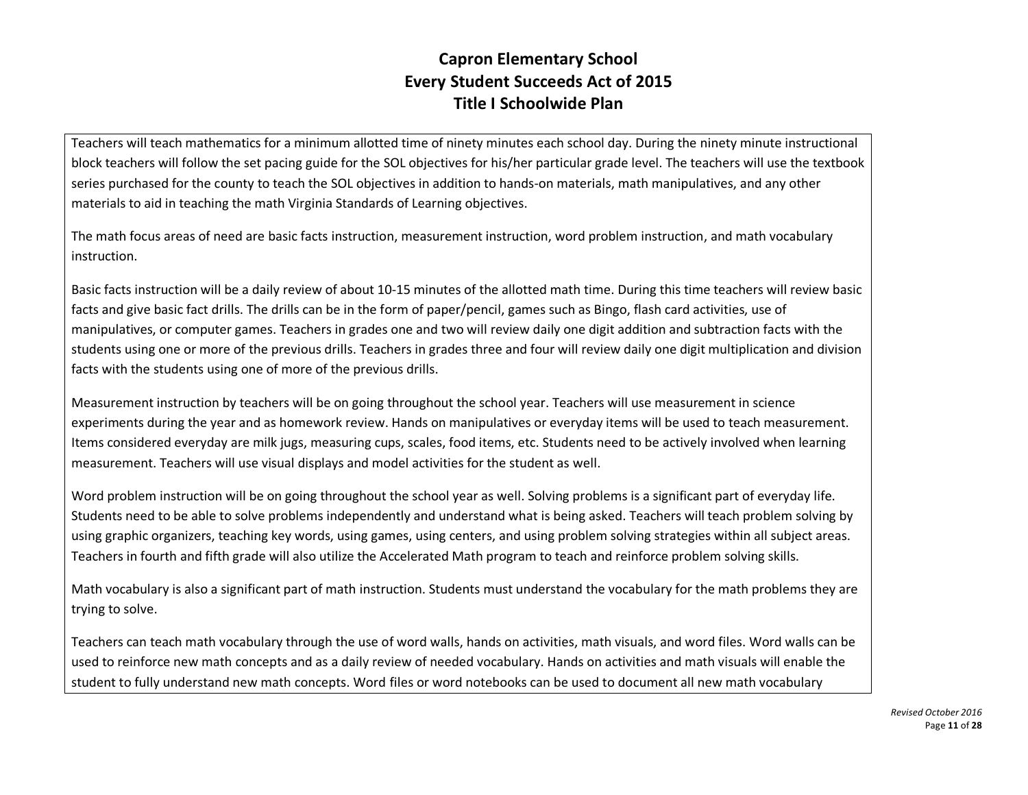# Capron Elementary School
# Every Student Succeeds Act of 2015
# Title I Schoolwide Plan

Teachers will teach mathematics for a minimum allotted time of ninety minutes each school day. During the ninety minute instructional block teachers will follow the set pacing guide for the SOL objectives for his/her particular grade level. The teachers will use the textbook series purchased for the county to teach the SOL objectives in addition to hands-on materials, math manipulatives, and any other materials to aid in teaching the math Virginia Standards of Learning objectives.

The math focus areas of need are basic facts instruction, measurement instruction, word problem instruction, and math vocabulary instruction.

Basic facts instruction will be a daily review of about 10-15 minutes of the allotted math time. During this time teachers will review basic facts and give basic fact drills. The drills can be in the form of paper/pencil, games such as Bingo, flash card activities, use of manipulatives, or computer games. Teachers in grades one and two will review daily one digit addition and subtraction facts with the students using one or more of the previous drills. Teachers in grades three and four will review daily one digit multiplication and division facts with the students using one of more of the previous drills.

Measurement instruction by teachers will be on going throughout the school year. Teachers will use measurement in science experiments during the year and as homework review. Hands on manipulatives or everyday items will be used to teach measurement. Items considered everyday are milk jugs, measuring cups, scales, food items, etc. Students need to be actively involved when learning measurement. Teachers will use visual displays and model activities for the student as well.

Word problem instruction will be on going throughout the school year as well. Solving problems is a significant part of everyday life. Students need to be able to solve problems independently and understand what is being asked. Teachers will teach problem solving by using graphic organizers, teaching key words, using games, using centers, and using problem solving strategies within all subject areas. Teachers in fourth and fifth grade will also utilize the Accelerated Math program to teach and reinforce problem solving skills.

Math vocabulary is also a significant part of math instruction. Students must understand the vocabulary for the math problems they are trying to solve.

Teachers can teach math vocabulary through the use of word walls, hands on activities, math visuals, and word files. Word walls can be used to reinforce new math concepts and as a daily review of needed vocabulary. Hands on activities and math visuals will enable the student to fully understand new math concepts. Word files or word notebooks can be used to document all new math vocabulary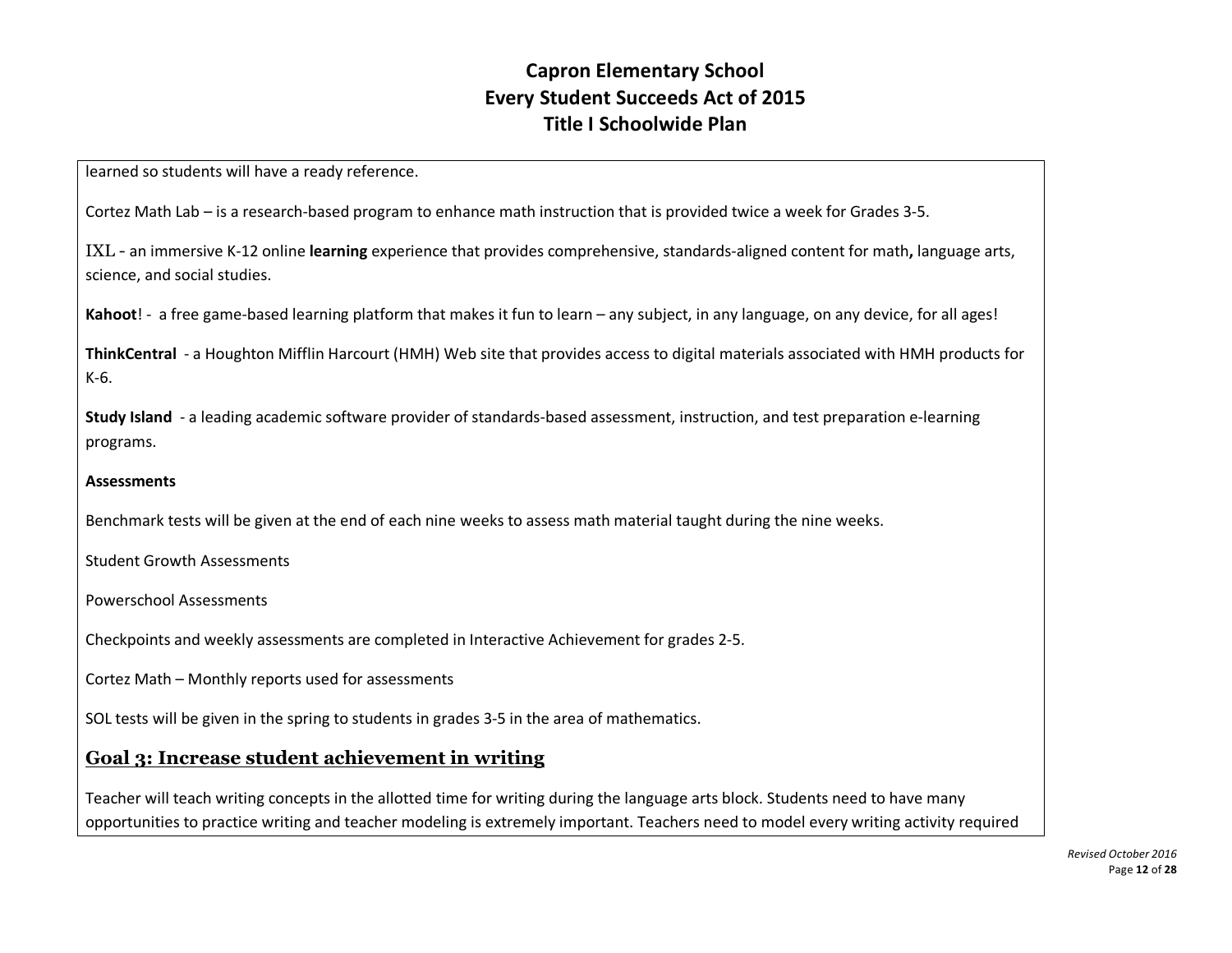learned so students will have a ready reference.

Cortez Math Lab – is a research-based program to enhance math instruction that is provided twice a week for Grades 3-5.

IXL - an immersive K-12 online **learning** experience that provides comprehensive, standards-aligned content for math**,** language arts, science, and social studies.

**Kahoot**! - a free game-based learning platform that makes it fun to learn – any subject, in any language, on any device, for all ages!

**ThinkCentral** - a Houghton Mifflin Harcourt (HMH) Web site that provides access to digital materials associated with HMH products for K-6.

**Study Island** - a leading academic software provider of standards-based assessment, instruction, and test preparation e-learning programs.

**Assessments**

Benchmark tests will be given at the end of each nine weeks to assess math material taught during the nine weeks.

Student Growth Assessments

Powerschool Assessments

Checkpoints and weekly assessments are completed in Interactive Achievement for grades 2-5.

Cortez Math – Monthly reports used for assessments

SOL tests will be given in the spring to students in grades 3-5 in the area of mathematics.

## Goal 3: Increase student achievement in writing

Teacher will teach writing concepts in the allotted time for writing during the language arts block. Students need to have many opportunities to practice writing and teacher modeling is extremely important. Teachers need to model every writing activity required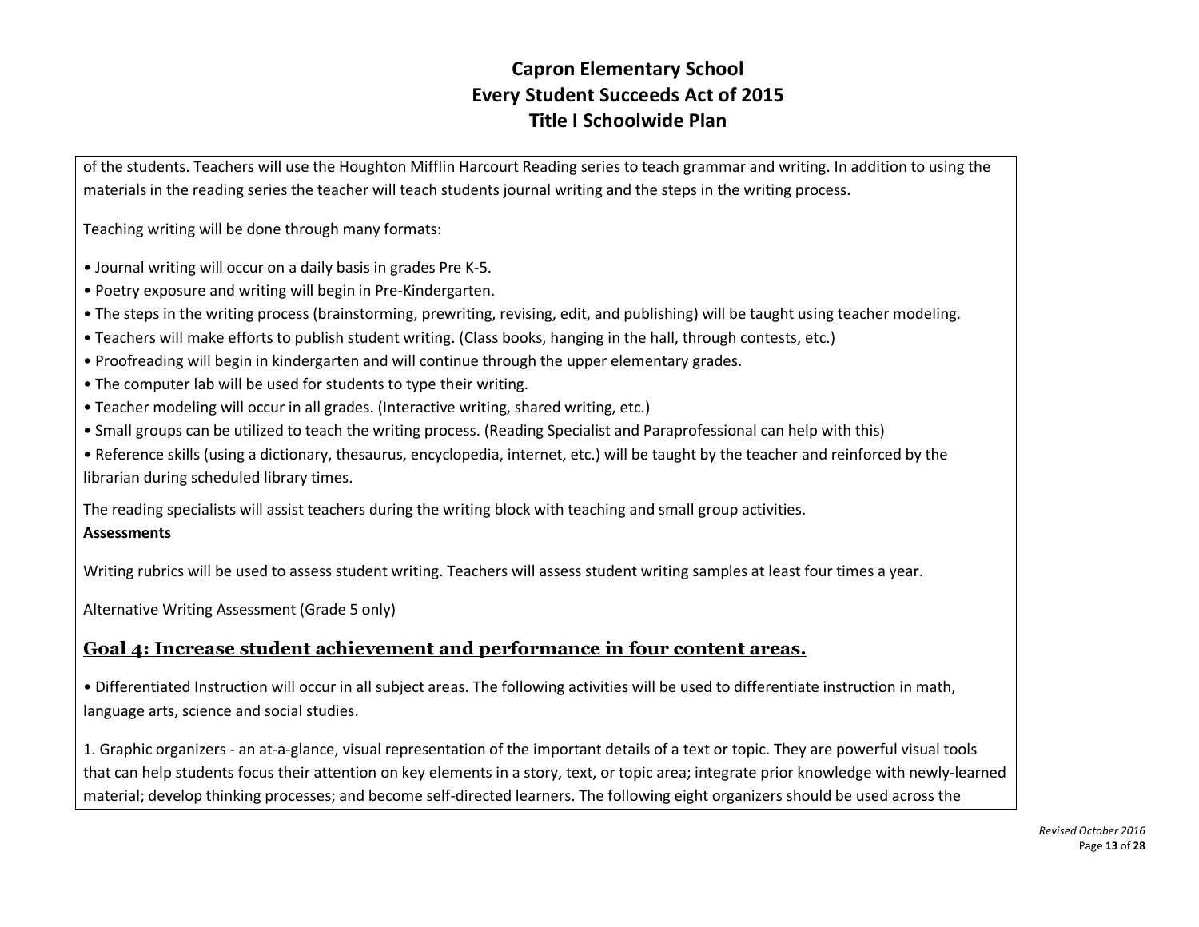of the students. Teachers will use the Houghton Mifflin Harcourt Reading series to teach grammar and writing. In addition to using the materials in the reading series the teacher will teach students journal writing and the steps in the writing process.

Teaching writing will be done through many formats:

• Journal writing will occur on a daily basis in grades Pre K-5.
• Poetry exposure and writing will begin in Pre-Kindergarten.
• The steps in the writing process (brainstorming, prewriting, revising, edit, and publishing) will be taught using teacher modeling.
• Teachers will make efforts to publish student writing. (Class books, hanging in the hall, through contests, etc.)
• Proofreading will begin in kindergarten and will continue through the upper elementary grades.
• The computer lab will be used for students to type their writing.
• Teacher modeling will occur in all grades. (Interactive writing, shared writing, etc.)
• Small groups can be utilized to teach the writing process. (Reading Specialist and Paraprofessional can help with this)
• Reference skills (using a dictionary, thesaurus, encyclopedia, internet, etc.) will be taught by the teacher and reinforced by the librarian during scheduled library times.

The reading specialists will assist teachers during the writing block with teaching and small group activities.

**Assessments**

Writing rubrics will be used to assess student writing. Teachers will assess student writing samples at least four times a year.

Alternative Writing Assessment (Grade 5 only)

## Goal 4: Increase student achievement and performance in four content areas.

• Differentiated Instruction will occur in all subject areas. The following activities will be used to differentiate instruction in math, language arts, science and social studies.

1. Graphic organizers - an at-a-glance, visual representation of the important details of a text or topic. They are powerful visual tools that can help students focus their attention on key elements in a story, text, or topic area; integrate prior knowledge with newly-learned material; develop thinking processes; and become self-directed learners. The following eight organizers should be used across the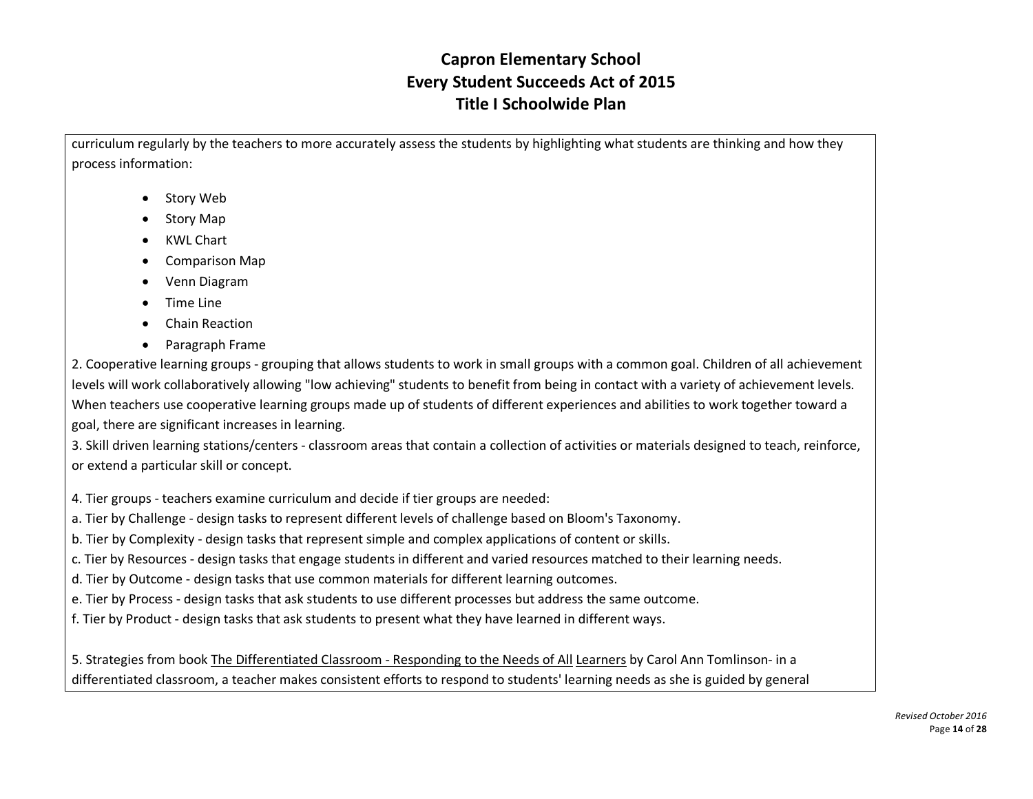curriculum regularly by the teachers to more accurately assess the students by highlighting what students are thinking and how they process information:

- Story Web
- Story Map
- KWL Chart
- Comparison Map
- Venn Diagram
- Time Line
- Chain Reaction
- Paragraph Frame

2. Cooperative learning groups - grouping that allows students to work in small groups with a common goal. Children of all achievement levels will work collaboratively allowing "low achieving" students to benefit from being in contact with a variety of achievement levels. When teachers use cooperative learning groups made up of students of different experiences and abilities to work together toward a goal, there are significant increases in learning.

3. Skill driven learning stations/centers - classroom areas that contain a collection of activities or materials designed to teach, reinforce, or extend a particular skill or concept.

4. Tier groups - teachers examine curriculum and decide if tier groups are needed:

a. Tier by Challenge - design tasks to represent different levels of challenge based on Bloom's Taxonomy.

b. Tier by Complexity - design tasks that represent simple and complex applications of content or skills.

c. Tier by Resources - design tasks that engage students in different and varied resources matched to their learning needs.

d. Tier by Outcome - design tasks that use common materials for different learning outcomes.

e. Tier by Process - design tasks that ask students to use different processes but address the same outcome.

f. Tier by Product - design tasks that ask students to present what they have learned in different ways.

5. Strategies from book The Differentiated Classroom - Responding to the Needs of All Learners by Carol Ann Tomlinson- in a differentiated classroom, a teacher makes consistent efforts to respond to students' learning needs as she is guided by general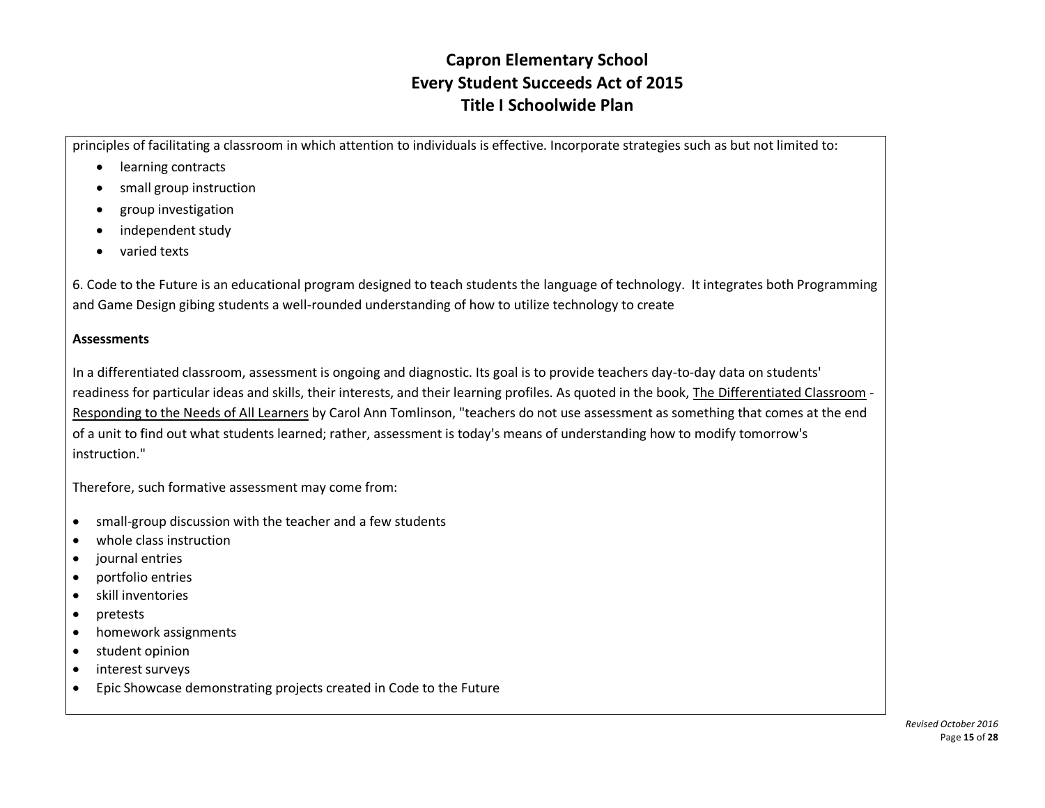principles of facilitating a classroom in which attention to individuals is effective. Incorporate strategies such as but not limited to:

- learning contracts
- small group instruction
- group investigation
- independent study
- varied texts

6. Code to the Future is an educational program designed to teach students the language of technology. It integrates both Programming and Game Design gibing students a well-rounded understanding of how to utilize technology to create

**Assessments**

In a differentiated classroom, assessment is ongoing and diagnostic. Its goal is to provide teachers day-to-day data on students' readiness for particular ideas and skills, their interests, and their learning profiles. As quoted in the book, The Differentiated Classroom - Responding to the Needs of All Learners by Carol Ann Tomlinson, "teachers do not use assessment as something that comes at the end of a unit to find out what students learned; rather, assessment is today's means of understanding how to modify tomorrow's instruction."

Therefore, such formative assessment may come from:

- small-group discussion with the teacher and a few students
- whole class instruction
- journal entries
- portfolio entries
- skill inventories
- pretests
- homework assignments
- student opinion
- interest surveys
- Epic Showcase demonstrating projects created in Code to the Future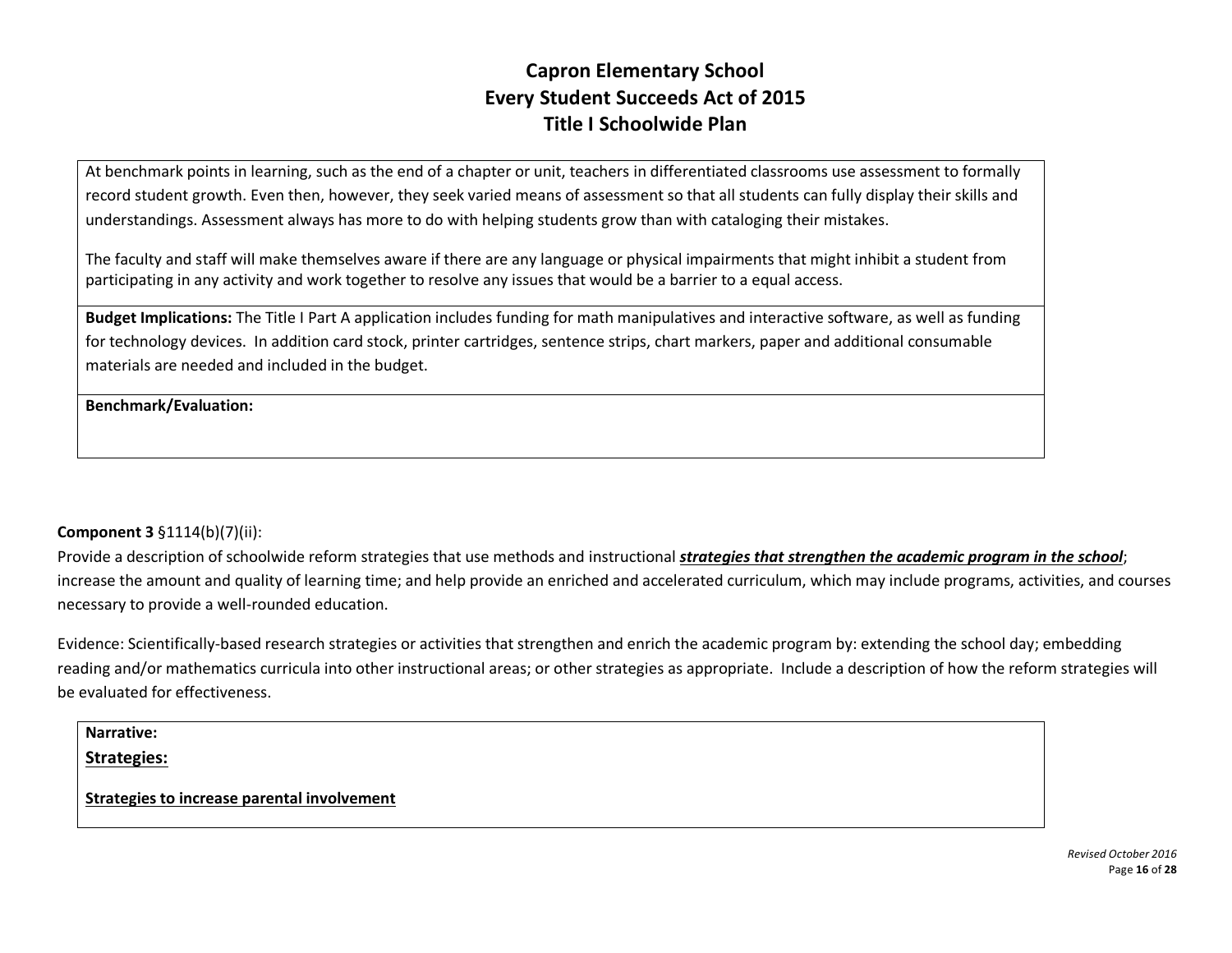At benchmark points in learning, such as the end of a chapter or unit, teachers in differentiated classrooms use assessment to formally record student growth. Even then, however, they seek varied means of assessment so that all students can fully display their skills and understandings. Assessment always has more to do with helping students grow than with cataloging their mistakes.

The faculty and staff will make themselves aware if there are any language or physical impairments that might inhibit a student from participating in any activity and work together to resolve any issues that would be a barrier to a equal access.

**Budget Implications:** The Title I Part A application includes funding for math manipulatives and interactive software, as well as funding for technology devices. In addition card stock, printer cartridges, sentence strips, chart markers, paper and additional consumable materials are needed and included in the budget.

**Benchmark/Evaluation:**

**Component 3** §1114(b)(7)(ii):

Provide a description of schoolwide reform strategies that use methods and instructional ***strategies that strengthen the academic program in the school***; increase the amount and quality of learning time; and help provide an enriched and accelerated curriculum, which may include programs, activities, and courses necessary to provide a well-rounded education.

Evidence: Scientifically-based research strategies or activities that strengthen and enrich the academic program by: extending the school day; embedding reading and/or mathematics curricula into other instructional areas; or other strategies as appropriate. Include a description of how the reform strategies will be evaluated for effectiveness.

**Narrative:**

**Strategies:**

**Strategies to increase parental involvement**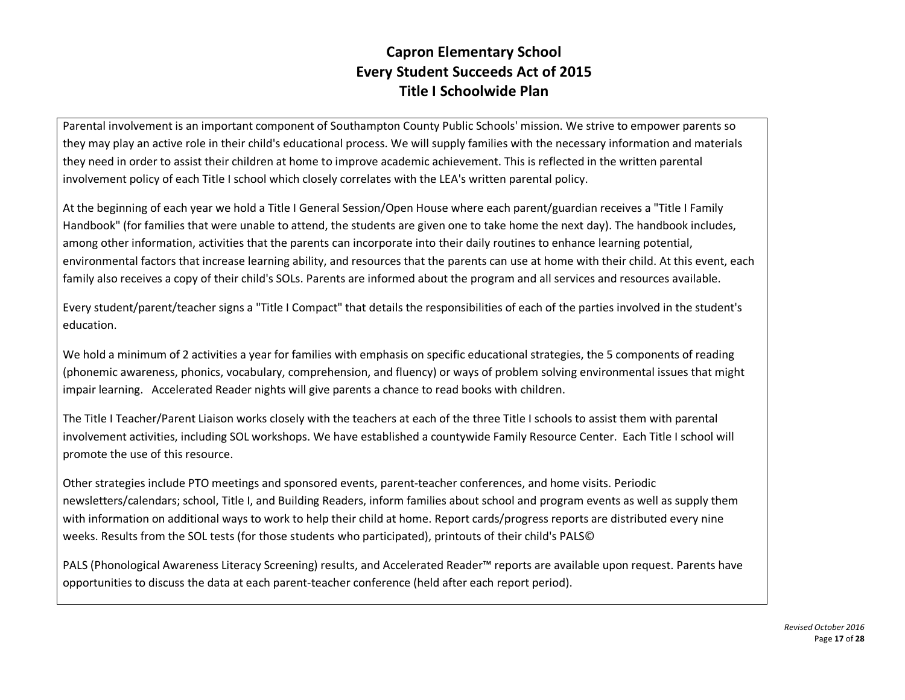# Capron Elementary School
## Every Student Succeeds Act of 2015
## Title I Schoolwide Plan

Parental involvement is an important component of Southampton County Public Schools' mission. We strive to empower parents so they may play an active role in their child's educational process. We will supply families with the necessary information and materials they need in order to assist their children at home to improve academic achievement. This is reflected in the written parental involvement policy of each Title I school which closely correlates with the LEA's written parental policy.

At the beginning of each year we hold a Title I General Session/Open House where each parent/guardian receives a "Title I Family Handbook" (for families that were unable to attend, the students are given one to take home the next day). The handbook includes, among other information, activities that the parents can incorporate into their daily routines to enhance learning potential, environmental factors that increase learning ability, and resources that the parents can use at home with their child. At this event, each family also receives a copy of their child's SOLs. Parents are informed about the program and all services and resources available.

Every student/parent/teacher signs a "Title I Compact" that details the responsibilities of each of the parties involved in the student's education.

We hold a minimum of 2 activities a year for families with emphasis on specific educational strategies, the 5 components of reading (phonemic awareness, phonics, vocabulary, comprehension, and fluency) or ways of problem solving environmental issues that might impair learning. Accelerated Reader nights will give parents a chance to read books with children.

The Title I Teacher/Parent Liaison works closely with the teachers at each of the three Title I schools to assist them with parental involvement activities, including SOL workshops. We have established a countywide Family Resource Center. Each Title I school will promote the use of this resource.

Other strategies include PTO meetings and sponsored events, parent-teacher conferences, and home visits. Periodic newsletters/calendars; school, Title I, and Building Readers, inform families about school and program events as well as supply them with information on additional ways to work to help their child at home. Report cards/progress reports are distributed every nine weeks. Results from the SOL tests (for those students who participated), printouts of their child's PALS©

PALS (Phonological Awareness Literacy Screening) results, and Accelerated Reader™ reports are available upon request. Parents have opportunities to discuss the data at each parent-teacher conference (held after each report period).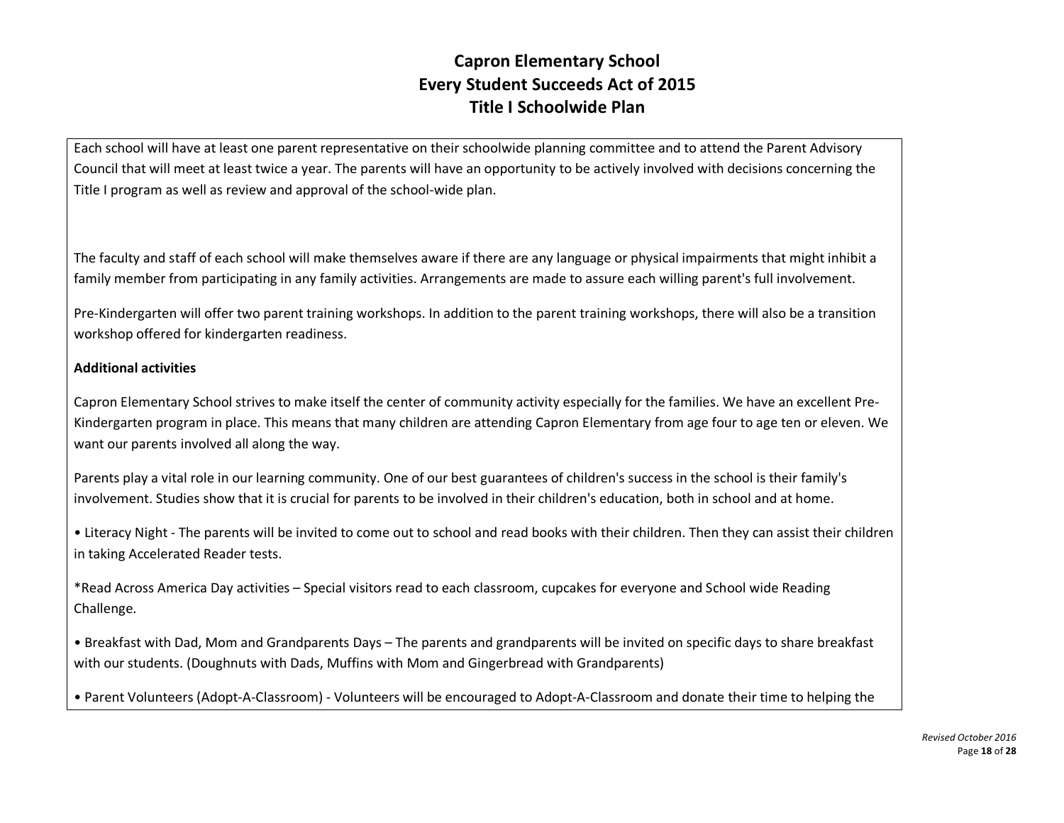Each school will have at least one parent representative on their schoolwide planning committee and to attend the Parent Advisory Council that will meet at least twice a year. The parents will have an opportunity to be actively involved with decisions concerning the Title I program as well as review and approval of the school-wide plan.

The faculty and staff of each school will make themselves aware if there are any language or physical impairments that might inhibit a family member from participating in any family activities. Arrangements are made to assure each willing parent's full involvement.

Pre-Kindergarten will offer two parent training workshops. In addition to the parent training workshops, there will also be a transition workshop offered for kindergarten readiness.

**Additional activities**

Capron Elementary School strives to make itself the center of community activity especially for the families. We have an excellent Pre-Kindergarten program in place. This means that many children are attending Capron Elementary from age four to age ten or eleven. We want our parents involved all along the way.

Parents play a vital role in our learning community. One of our best guarantees of children's success in the school is their family's involvement. Studies show that it is crucial for parents to be involved in their children's education, both in school and at home.

• Literacy Night - The parents will be invited to come out to school and read books with their children. Then they can assist their children in taking Accelerated Reader tests.

*Read Across America Day activities – Special visitors read to each classroom, cupcakes for everyone and School wide Reading Challenge.

• Breakfast with Dad, Mom and Grandparents Days – The parents and grandparents will be invited on specific days to share breakfast with our students. (Doughnuts with Dads, Muffins with Mom and Gingerbread with Grandparents)

• Parent Volunteers (Adopt-A-Classroom) - Volunteers will be encouraged to Adopt-A-Classroom and donate their time to helping the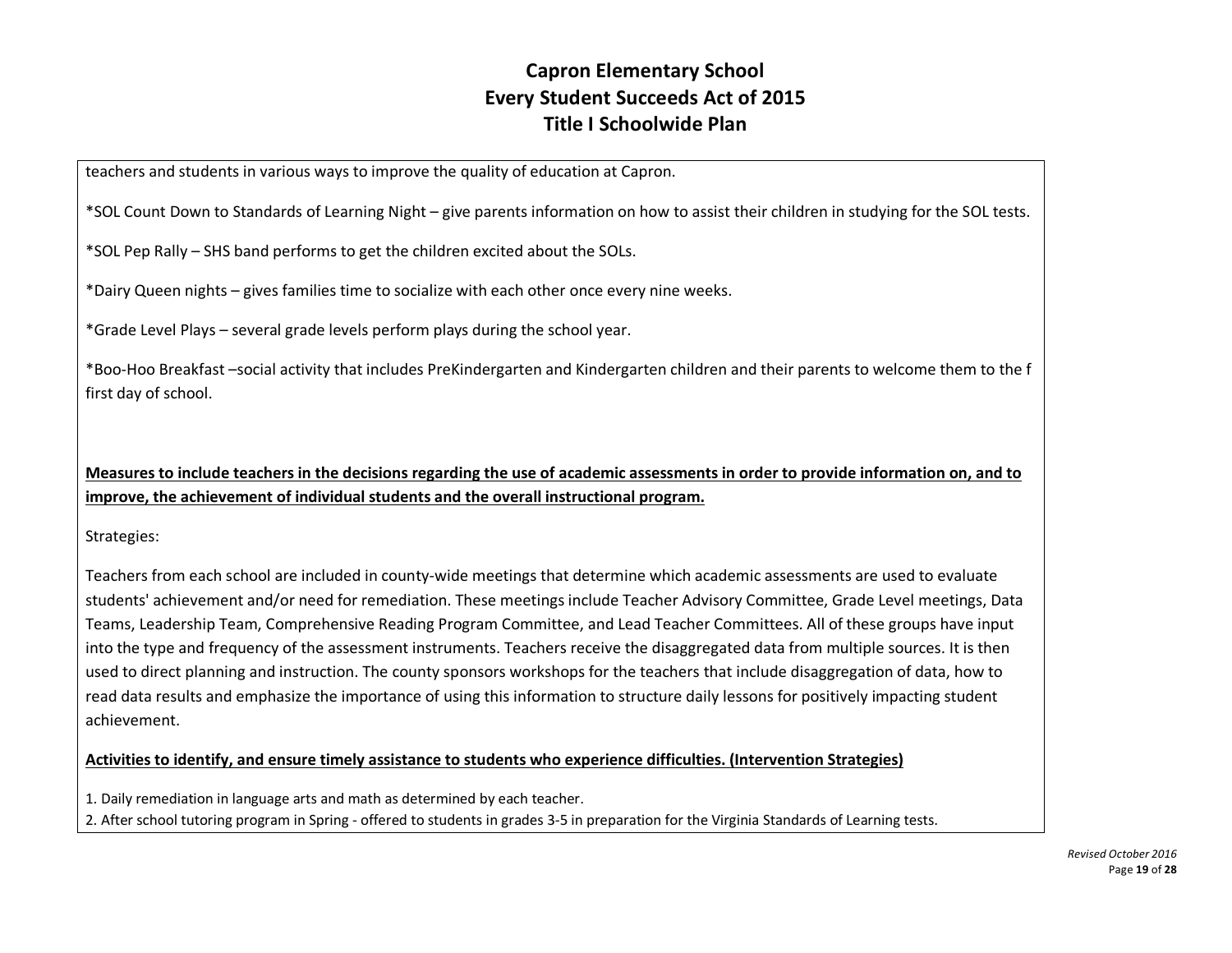teachers and students in various ways to improve the quality of education at Capron.

*SOL Count Down to Standards of Learning Night – give parents information on how to assist their children in studying for the SOL tests.

*SOL Pep Rally – SHS band performs to get the children excited about the SOLs.

*Dairy Queen nights – gives families time to socialize with each other once every nine weeks.

*Grade Level Plays – several grade levels perform plays during the school year.

*Boo-Hoo Breakfast –social activity that includes PreKindergarten and Kindergarten children and their parents to welcome them to the f first day of school.

**Measures to include teachers in the decisions regarding the use of academic assessments in order to provide information on, and to improve, the achievement of individual students and the overall instructional program.**

Strategies:

Teachers from each school are included in county-wide meetings that determine which academic assessments are used to evaluate students' achievement and/or need for remediation. These meetings include Teacher Advisory Committee, Grade Level meetings, Data Teams, Leadership Team, Comprehensive Reading Program Committee, and Lead Teacher Committees. All of these groups have input into the type and frequency of the assessment instruments. Teachers receive the disaggregated data from multiple sources. It is then used to direct planning and instruction. The county sponsors workshops for the teachers that include disaggregation of data, how to read data results and emphasize the importance of using this information to structure daily lessons for positively impacting student achievement.

**Activities to identify, and ensure timely assistance to students who experience difficulties. (Intervention Strategies)**

1. Daily remediation in language arts and math as determined by each teacher.
2. After school tutoring program in Spring - offered to students in grades 3-5 in preparation for the Virginia Standards of Learning tests.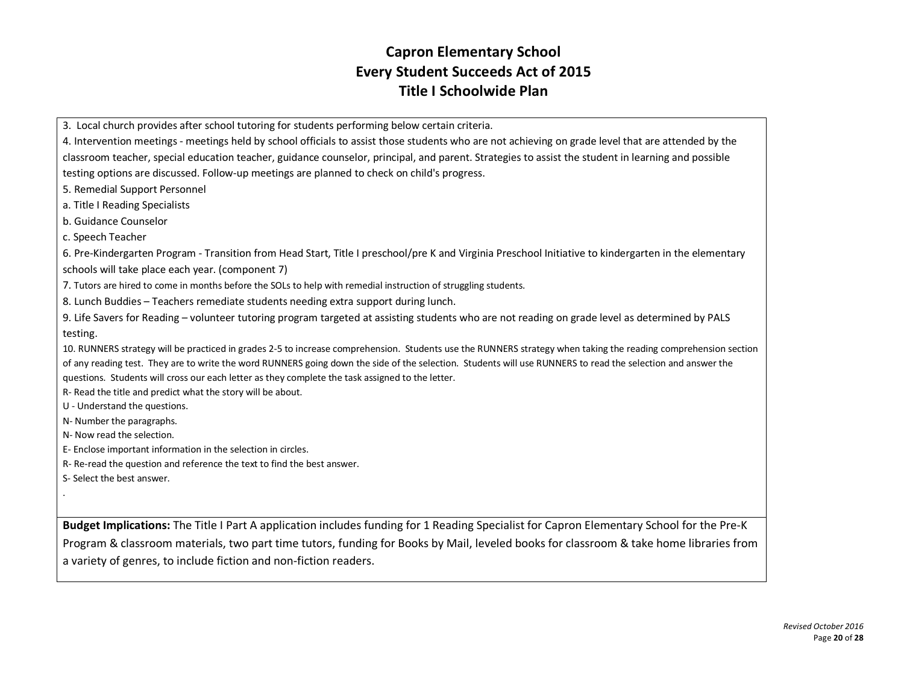# Capron Elementary School
# Every Student Succeeds Act of 2015
# Title I Schoolwide Plan

3. Local church provides after school tutoring for students performing below certain criteria.

4. Intervention meetings - meetings held by school officials to assist those students who are not achieving on grade level that are attended by the classroom teacher, special education teacher, guidance counselor, principal, and parent. Strategies to assist the student in learning and possible testing options are discussed. Follow-up meetings are planned to check on child's progress.

5. Remedial Support Personnel

a. Title I Reading Specialists

b. Guidance Counselor

c. Speech Teacher

6. Pre-Kindergarten Program - Transition from Head Start, Title I preschool/pre K and Virginia Preschool Initiative to kindergarten in the elementary schools will take place each year. (component 7)

7. Tutors are hired to come in months before the SOLs to help with remedial instruction of struggling students.

8. Lunch Buddies – Teachers remediate students needing extra support during lunch.

9. Life Savers for Reading – volunteer tutoring program targeted at assisting students who are not reading on grade level as determined by PALS testing.

10. RUNNERS strategy will be practiced in grades 2-5 to increase comprehension. Students use the RUNNERS strategy when taking the reading comprehension section of any reading test. They are to write the word RUNNERS going down the side of the selection. Students will use RUNNERS to read the selection and answer the questions. Students will cross our each letter as they complete the task assigned to the letter.

R- Read the title and predict what the story will be about.

U - Understand the questions.

N- Number the paragraphs.

N- Now read the selection.

E- Enclose important information in the selection in circles.

R- Re-read the question and reference the text to find the best answer.

S- Select the best answer.

.

**Budget Implications:** The Title I Part A application includes funding for 1 Reading Specialist for Capron Elementary School for the Pre-K Program & classroom materials, two part time tutors, funding for Books by Mail, leveled books for classroom & take home libraries from a variety of genres, to include fiction and non-fiction readers.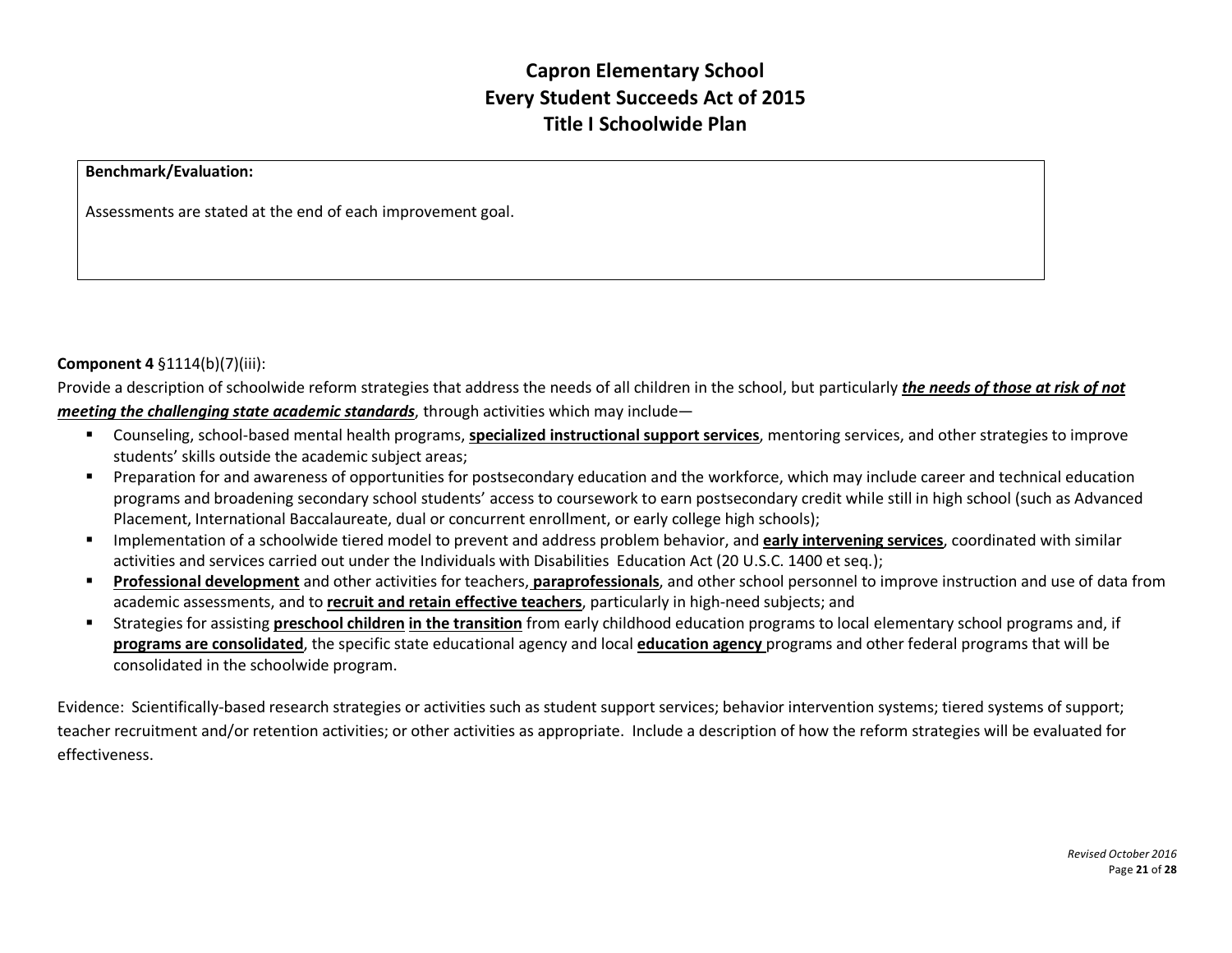# Capron Elementary School
# Every Student Succeeds Act of 2015
# Title I Schoolwide Plan

| **Benchmark/Evaluation:**<br><br>Assessments are stated at the end of each improvement goal. |
|---|

**Component 4** §1114(b)(7)(iii):

Provide a description of schoolwide reform strategies that address the needs of all children in the school, but particularly ***the needs of those at risk of not meeting the challenging state academic standards***, through activities which may include—

- Counseling, school-based mental health programs, **specialized instructional support services**, mentoring services, and other strategies to improve students' skills outside the academic subject areas;
- Preparation for and awareness of opportunities for postsecondary education and the workforce, which may include career and technical education programs and broadening secondary school students' access to coursework to earn postsecondary credit while still in high school (such as Advanced Placement, International Baccalaureate, dual or concurrent enrollment, or early college high schools);
- Implementation of a schoolwide tiered model to prevent and address problem behavior, and **early intervening services**, coordinated with similar activities and services carried out under the Individuals with Disabilities Education Act (20 U.S.C. 1400 et seq.);
- **Professional development** and other activities for teachers, **paraprofessionals**, and other school personnel to improve instruction and use of data from academic assessments, and to **recruit and retain effective teachers**, particularly in high-need subjects; and
- Strategies for assisting **preschool children in the transition** from early childhood education programs to local elementary school programs and, if **programs are consolidated**, the specific state educational agency and local **education agency** programs and other federal programs that will be consolidated in the schoolwide program.

Evidence: Scientifically-based research strategies or activities such as student support services; behavior intervention systems; tiered systems of support; teacher recruitment and/or retention activities; or other activities as appropriate. Include a description of how the reform strategies will be evaluated for effectiveness.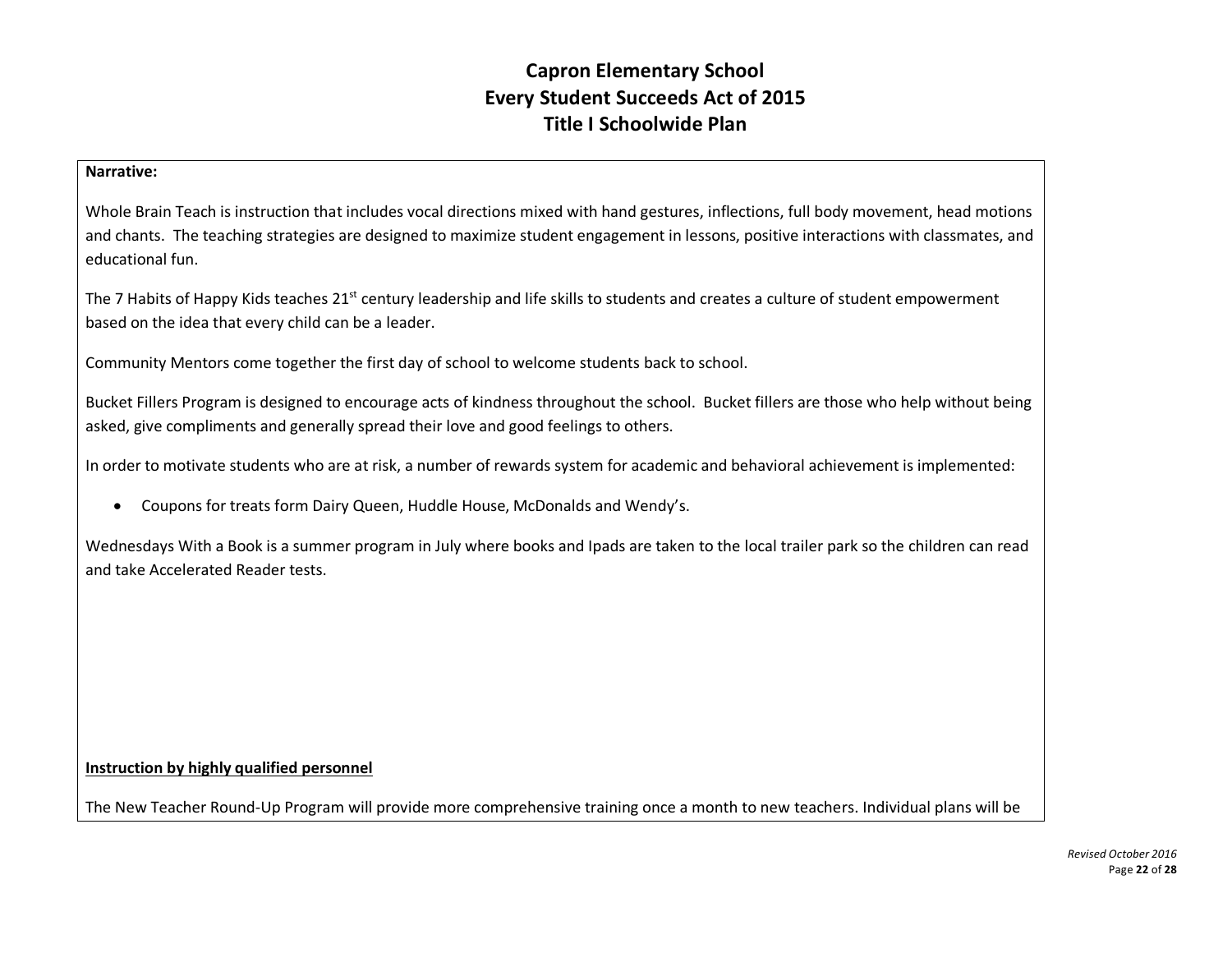# Capron Elementary School
# Every Student Succeeds Act of 2015
# Title I Schoolwide Plan

**Narrative:**

Whole Brain Teach is instruction that includes vocal directions mixed with hand gestures, inflections, full body movement, head motions and chants. The teaching strategies are designed to maximize student engagement in lessons, positive interactions with classmates, and educational fun.

The 7 Habits of Happy Kids teaches 21st century leadership and life skills to students and creates a culture of student empowerment based on the idea that every child can be a leader.

Community Mentors come together the first day of school to welcome students back to school.

Bucket Fillers Program is designed to encourage acts of kindness throughout the school. Bucket fillers are those who help without being asked, give compliments and generally spread their love and good feelings to others.

In order to motivate students who are at risk, a number of rewards system for academic and behavioral achievement is implemented:

- Coupons for treats form Dairy Queen, Huddle House, McDonalds and Wendy's.

Wednesdays With a Book is a summer program in July where books and Ipads are taken to the local trailer park so the children can read and take Accelerated Reader tests.

**<u>Instruction by highly qualified personnel</u>**

The New Teacher Round-Up Program will provide more comprehensive training once a month to new teachers. Individual plans will be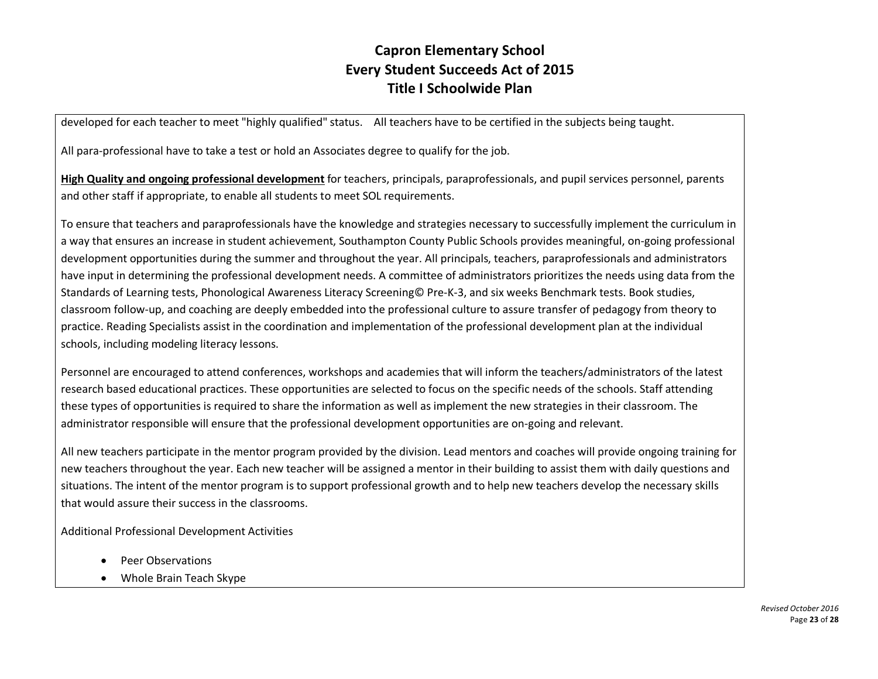developed for each teacher to meet "highly qualified" status. All teachers have to be certified in the subjects being taught.

All para-professional have to take a test or hold an Associates degree to qualify for the job.

**High Quality and ongoing professional development** for teachers, principals, paraprofessionals, and pupil services personnel, parents and other staff if appropriate, to enable all students to meet SOL requirements.

To ensure that teachers and paraprofessionals have the knowledge and strategies necessary to successfully implement the curriculum in a way that ensures an increase in student achievement, Southampton County Public Schools provides meaningful, on-going professional development opportunities during the summer and throughout the year. All principals, teachers, paraprofessionals and administrators have input in determining the professional development needs. A committee of administrators prioritizes the needs using data from the Standards of Learning tests, Phonological Awareness Literacy Screening© Pre-K-3, and six weeks Benchmark tests. Book studies, classroom follow-up, and coaching are deeply embedded into the professional culture to assure transfer of pedagogy from theory to practice. Reading Specialists assist in the coordination and implementation of the professional development plan at the individual schools, including modeling literacy lessons.

Personnel are encouraged to attend conferences, workshops and academies that will inform the teachers/administrators of the latest research based educational practices. These opportunities are selected to focus on the specific needs of the schools. Staff attending these types of opportunities is required to share the information as well as implement the new strategies in their classroom. The administrator responsible will ensure that the professional development opportunities are on-going and relevant.

All new teachers participate in the mentor program provided by the division. Lead mentors and coaches will provide ongoing training for new teachers throughout the year. Each new teacher will be assigned a mentor in their building to assist them with daily questions and situations. The intent of the mentor program is to support professional growth and to help new teachers develop the necessary skills that would assure their success in the classrooms.

Additional Professional Development Activities

- Peer Observations
- Whole Brain Teach Skype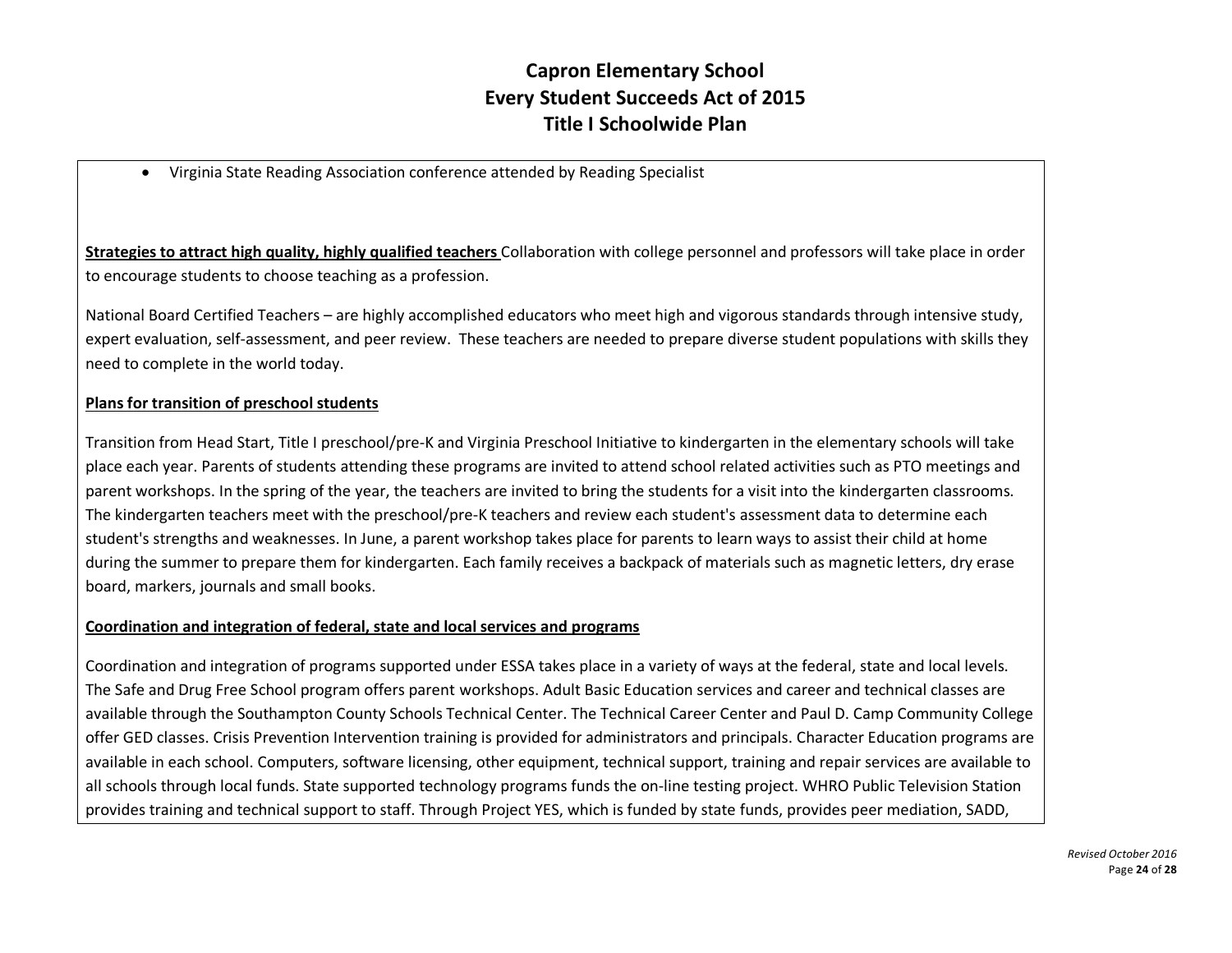- Virginia State Reading Association conference attended by Reading Specialist

**Strategies to attract high quality, highly qualified teachers** Collaboration with college personnel and professors will take place in order to encourage students to choose teaching as a profession.

National Board Certified Teachers – are highly accomplished educators who meet high and vigorous standards through intensive study, expert evaluation, self-assessment, and peer review. These teachers are needed to prepare diverse student populations with skills they need to complete in the world today.

**Plans for transition of preschool students**

Transition from Head Start, Title I preschool/pre-K and Virginia Preschool Initiative to kindergarten in the elementary schools will take place each year. Parents of students attending these programs are invited to attend school related activities such as PTO meetings and parent workshops. In the spring of the year, the teachers are invited to bring the students for a visit into the kindergarten classrooms. The kindergarten teachers meet with the preschool/pre-K teachers and review each student's assessment data to determine each student's strengths and weaknesses. In June, a parent workshop takes place for parents to learn ways to assist their child at home during the summer to prepare them for kindergarten. Each family receives a backpack of materials such as magnetic letters, dry erase board, markers, journals and small books.

**Coordination and integration of federal, state and local services and programs**

Coordination and integration of programs supported under ESSA takes place in a variety of ways at the federal, state and local levels. The Safe and Drug Free School program offers parent workshops. Adult Basic Education services and career and technical classes are available through the Southampton County Schools Technical Center. The Technical Career Center and Paul D. Camp Community College offer GED classes. Crisis Prevention Intervention training is provided for administrators and principals. Character Education programs are available in each school. Computers, software licensing, other equipment, technical support, training and repair services are available to all schools through local funds. State supported technology programs funds the on-line testing project. WHRO Public Television Station provides training and technical support to staff. Through Project YES, which is funded by state funds, provides peer mediation, SADD,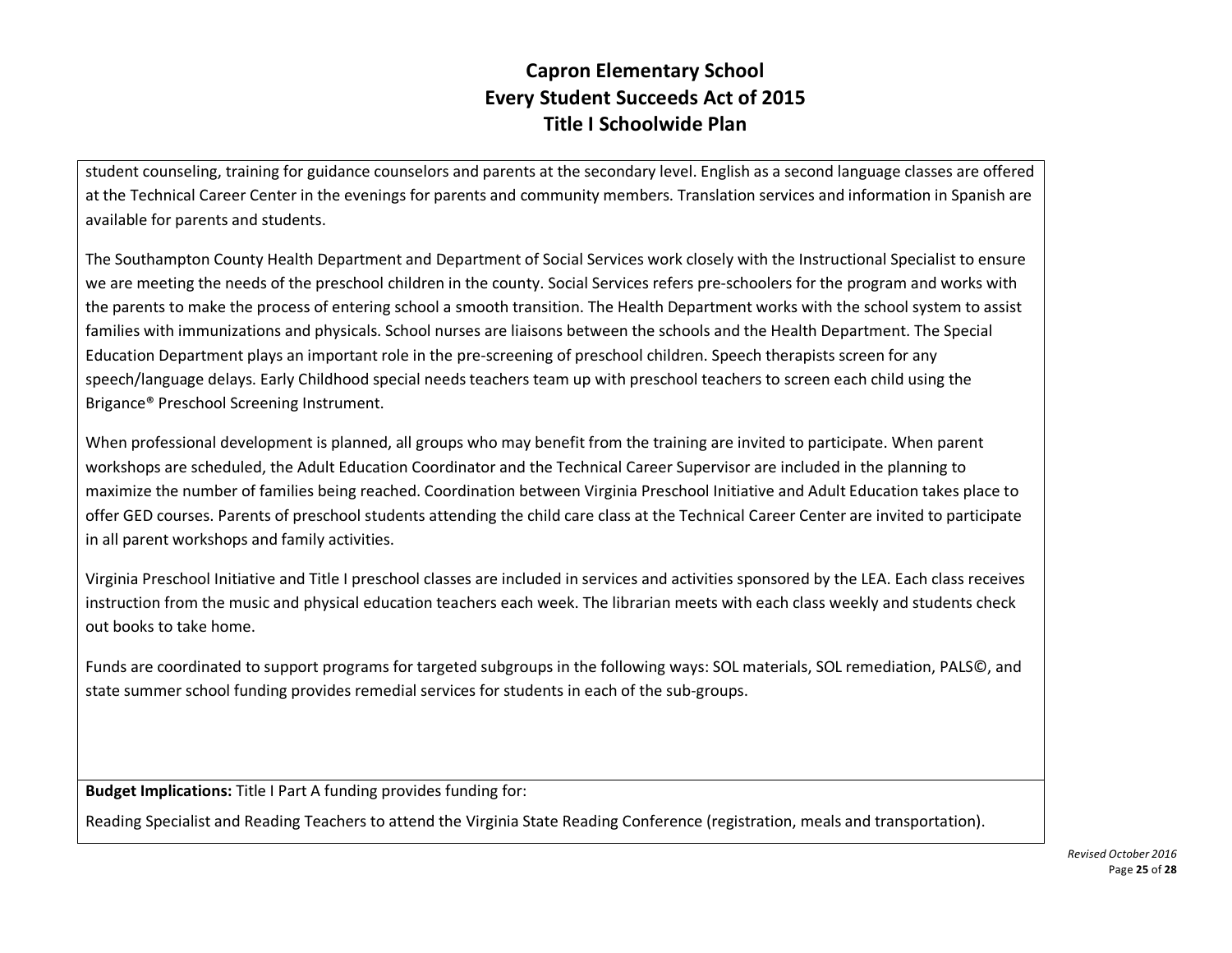student counseling, training for guidance counselors and parents at the secondary level. English as a second language classes are offered at the Technical Career Center in the evenings for parents and community members. Translation services and information in Spanish are available for parents and students.

The Southampton County Health Department and Department of Social Services work closely with the Instructional Specialist to ensure we are meeting the needs of the preschool children in the county. Social Services refers pre-schoolers for the program and works with the parents to make the process of entering school a smooth transition. The Health Department works with the school system to assist families with immunizations and physicals. School nurses are liaisons between the schools and the Health Department. The Special Education Department plays an important role in the pre-screening of preschool children. Speech therapists screen for any speech/language delays. Early Childhood special needs teachers team up with preschool teachers to screen each child using the Brigance® Preschool Screening Instrument.

When professional development is planned, all groups who may benefit from the training are invited to participate. When parent workshops are scheduled, the Adult Education Coordinator and the Technical Career Supervisor are included in the planning to maximize the number of families being reached. Coordination between Virginia Preschool Initiative and Adult Education takes place to offer GED courses. Parents of preschool students attending the child care class at the Technical Career Center are invited to participate in all parent workshops and family activities.

Virginia Preschool Initiative and Title I preschool classes are included in services and activities sponsored by the LEA. Each class receives instruction from the music and physical education teachers each week. The librarian meets with each class weekly and students check out books to take home.

Funds are coordinated to support programs for targeted subgroups in the following ways: SOL materials, SOL remediation, PALS©, and state summer school funding provides remedial services for students in each of the sub-groups.

**Budget Implications:** Title I Part A funding provides funding for:

Reading Specialist and Reading Teachers to attend the Virginia State Reading Conference (registration, meals and transportation).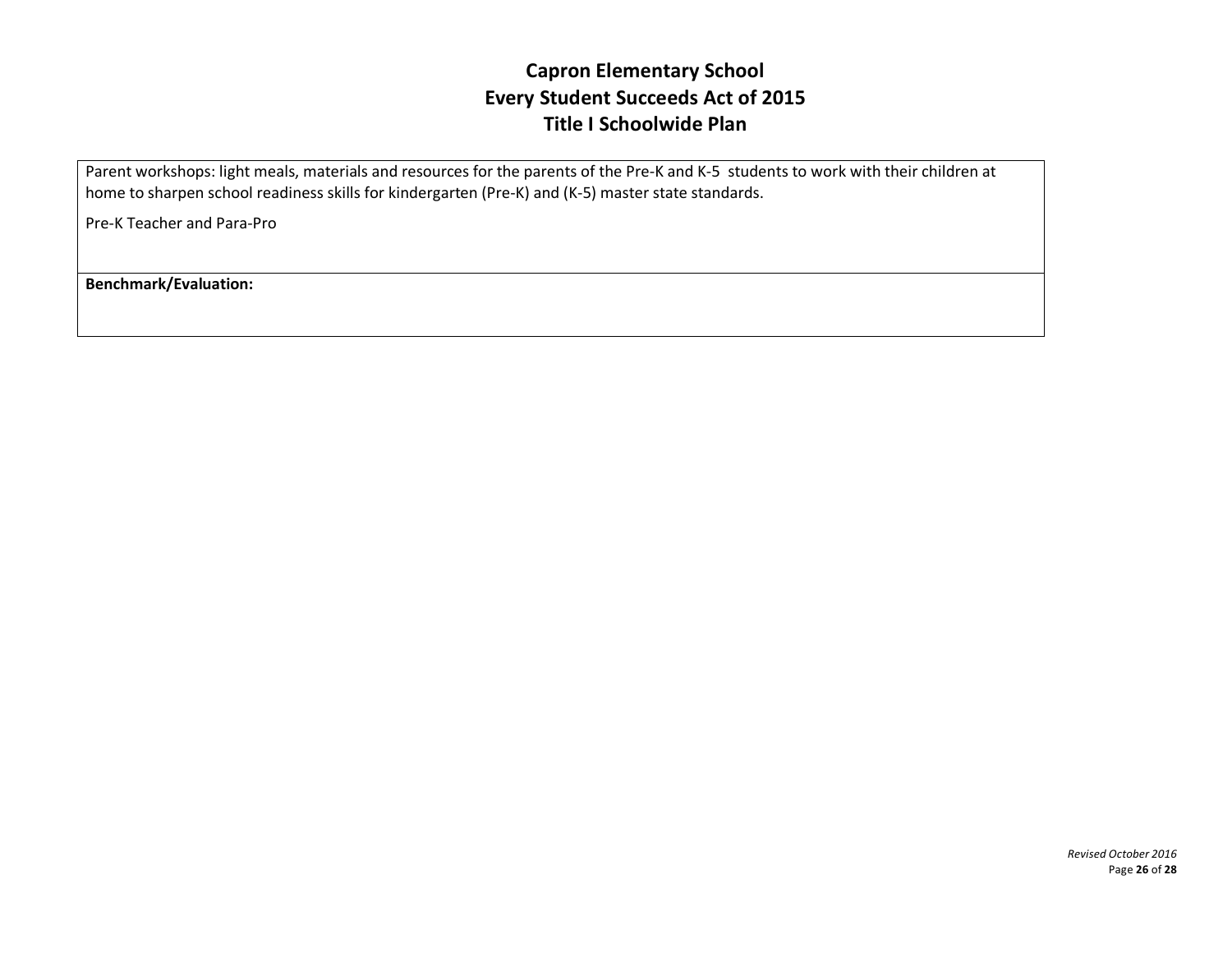Parent workshops: light meals, materials and resources for the parents of the Pre-K and K-5 students to work with their children at home to sharpen school readiness skills for kindergarten (Pre-K) and (K-5) master state standards.

Pre-K Teacher and Para-Pro

**Benchmark/Evaluation:**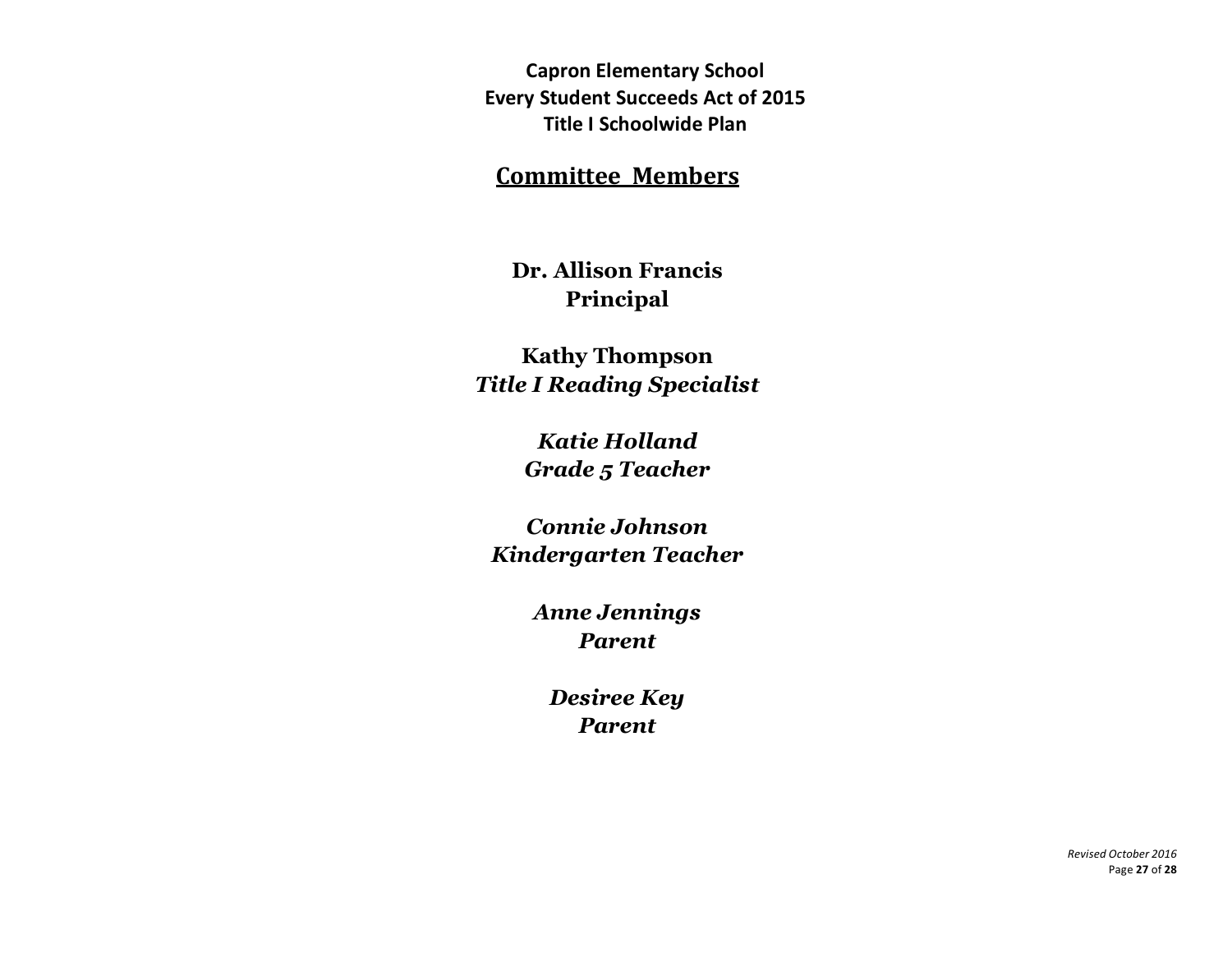**Capron Elementary School**
**Every Student Succeeds Act of 2015**
**Title I Schoolwide Plan**

# Committee Members

**Dr. Allison Francis**
**Principal**

**Kathy Thompson**
***Title I Reading Specialist***

***Katie Holland***
***Grade 5 Teacher***

***Connie Johnson***
***Kindergarten Teacher***

***Anne Jennings***
***Parent***

***Desiree Key***
***Parent***

*Revised October 2016*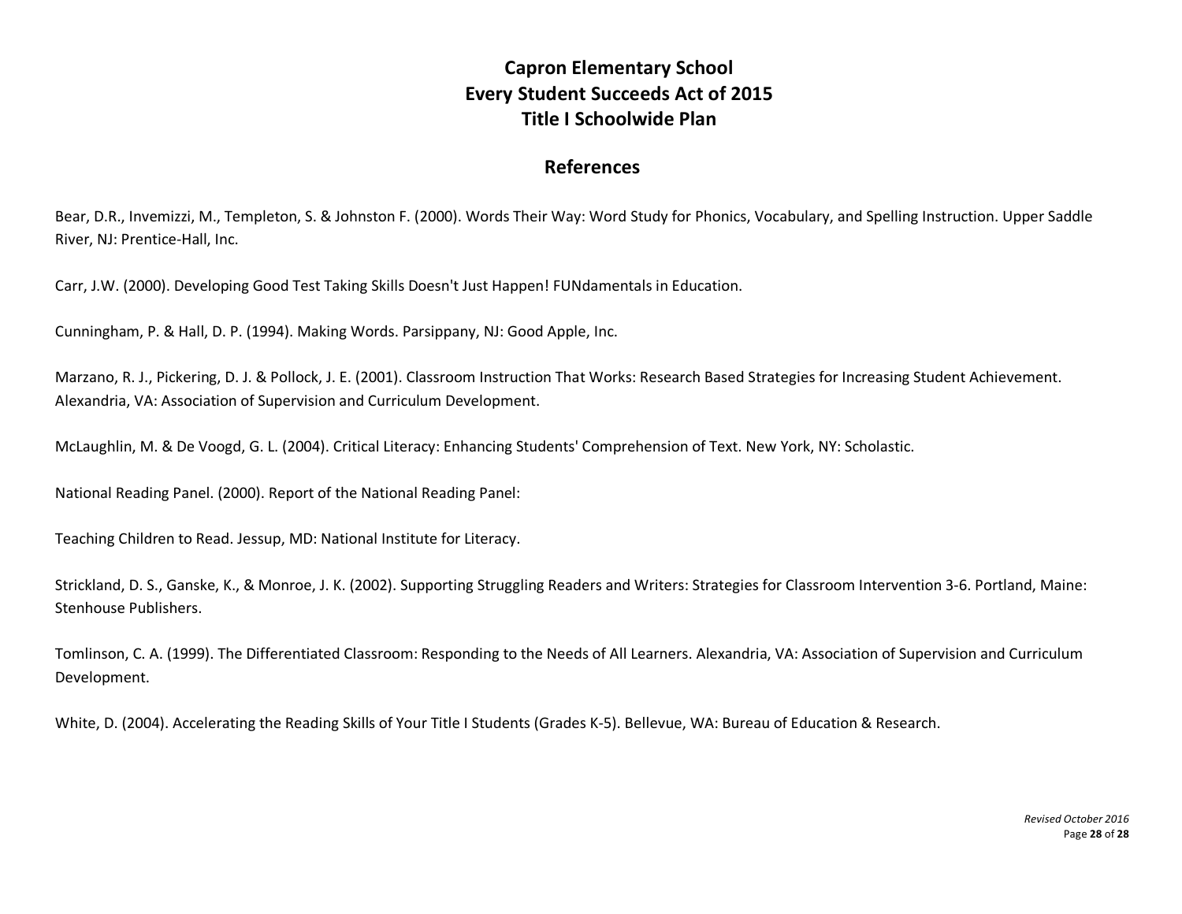# Capron Elementary School
# Every Student Succeeds Act of 2015
# Title I Schoolwide Plan

## References

Bear, D.R., Invemizzi, M., Templeton, S. & Johnston F. (2000). Words Their Way: Word Study for Phonics, Vocabulary, and Spelling Instruction. Upper Saddle River, NJ: Prentice-Hall, Inc.

Carr, J.W. (2000). Developing Good Test Taking Skills Doesn't Just Happen! FUNdamentals in Education.

Cunningham, P. & Hall, D. P. (1994). Making Words. Parsippany, NJ: Good Apple, Inc.

Marzano, R. J., Pickering, D. J. & Pollock, J. E. (2001). Classroom Instruction That Works: Research Based Strategies for Increasing Student Achievement. Alexandria, VA: Association of Supervision and Curriculum Development.

McLaughlin, M. & De Voogd, G. L. (2004). Critical Literacy: Enhancing Students' Comprehension of Text. New York, NY: Scholastic.

National Reading Panel. (2000). Report of the National Reading Panel:

Teaching Children to Read. Jessup, MD: National Institute for Literacy.

Strickland, D. S., Ganske, K., & Monroe, J. K. (2002). Supporting Struggling Readers and Writers: Strategies for Classroom Intervention 3-6. Portland, Maine: Stenhouse Publishers.

Tomlinson, C. A. (1999). The Differentiated Classroom: Responding to the Needs of All Learners. Alexandria, VA: Association of Supervision and Curriculum Development.

White, D. (2004). Accelerating the Reading Skills of Your Title I Students (Grades K-5). Bellevue, WA: Bureau of Education & Research.

*Revised October 2016*